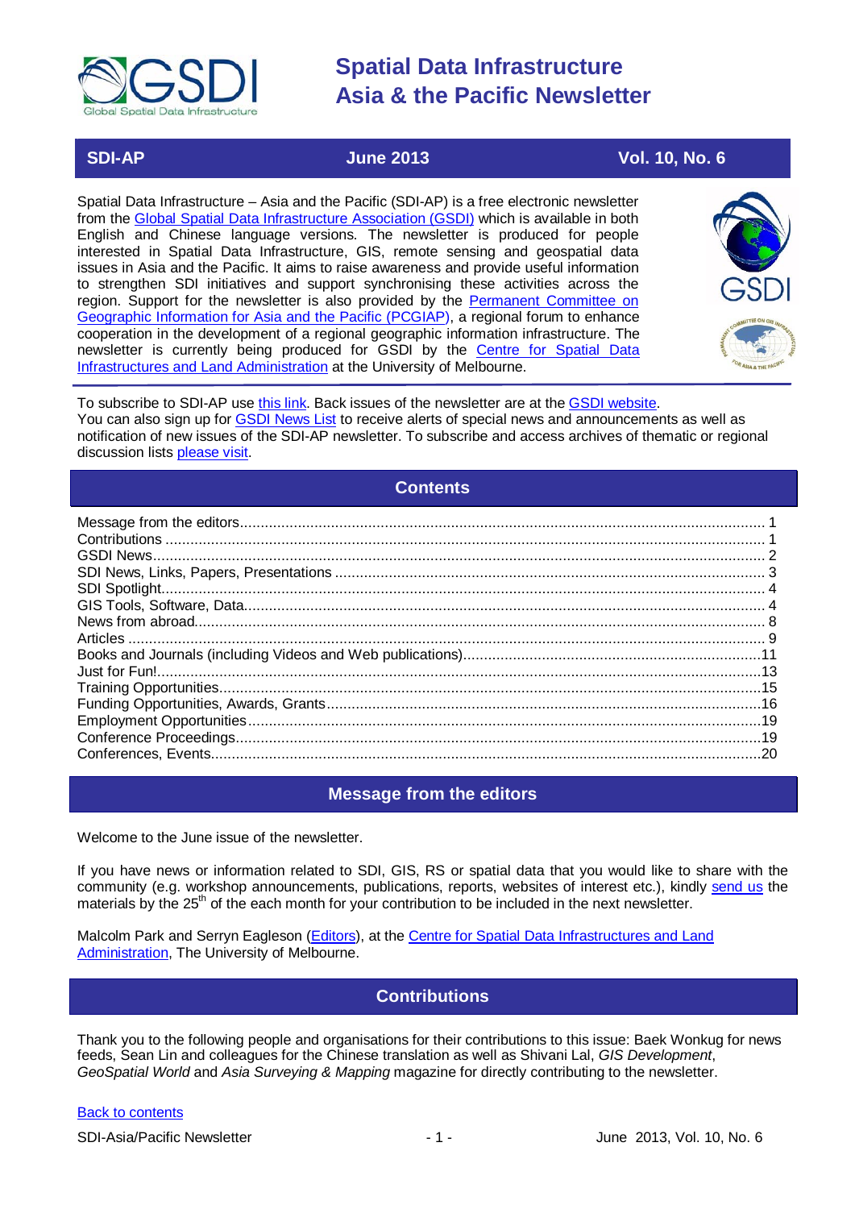# Spatial Data Infrastructure Asia & the Pacific Newsletter

**SDI-AP** | **June 2013** | **Vol. 10, No. 6**

Spatial Data Infrastructure – Asia and the Pacific (SDI-AP) is a free electronic newsletter from the Global Spatial Data Infrastructure Association (GSDI) which is available in both English and Chinese language versions. The newsletter is produced for people interested in Spatial Data Infrastructure, GIS, remote sensing and geospatial data issues in Asia and the Pacific. It aims to raise awareness and provide useful information to strengthen SDI initiatives and support synchronising these activities across the region. Support for the newsletter is also provided by the Permanent Committee on Geographic Information for Asia and the Pacific (PCGIAP), a regional forum to enhance cooperation in the development of a regional geographic information infrastructure. The newsletter is currently being produced for GSDI by the Centre for Spatial Data Infrastructures and Land Administration at the University of Melbourne.

To subscribe to SDI-AP use this link. Back issues of the newsletter are at the GSDI website. You can also sign up for GSDI News List to receive alerts of special news and announcements as well as notification of new issues of the SDI-AP newsletter. To subscribe and access archives of thematic or regional discussion lists please visit.

## Contents

- Message from the editors ..... 1
- Contributions ..... 1
- GSDI News ..... 2
- SDI News, Links, Papers, Presentations ..... 3
- SDI Spotlight ..... 4
- GIS Tools, Software, Data ..... 4
- News from abroad ..... 8
- Articles ..... 9
- Books and Journals (including Videos and Web publications) ..... 11
- Just for Fun! ..... 13
- Training Opportunities ..... 15
- Funding Opportunities, Awards, Grants ..... 16
- Employment Opportunities ..... 19
- Conference Proceedings ..... 19
- Conferences, Events ..... 20

## Message from the editors

Welcome to the June issue of the newsletter.

If you have news or information related to SDI, GIS, RS or spatial data that you would like to share with the community (e.g. workshop announcements, publications, reports, websites of interest etc.), kindly send us the materials by the 25th of the each month for your contribution to be included in the next newsletter.

Malcolm Park and Serryn Eagleson (Editors), at the Centre for Spatial Data Infrastructures and Land Administration, The University of Melbourne.

## Contributions

Thank you to the following people and organisations for their contributions to this issue: Baek Wonkug for news feeds, Sean Lin and colleagues for the Chinese translation as well as Shivani Lal, *GIS Development*, *GeoSpatial World* and *Asia Surveying & Mapping* magazine for directly contributing to the newsletter.

Back to contents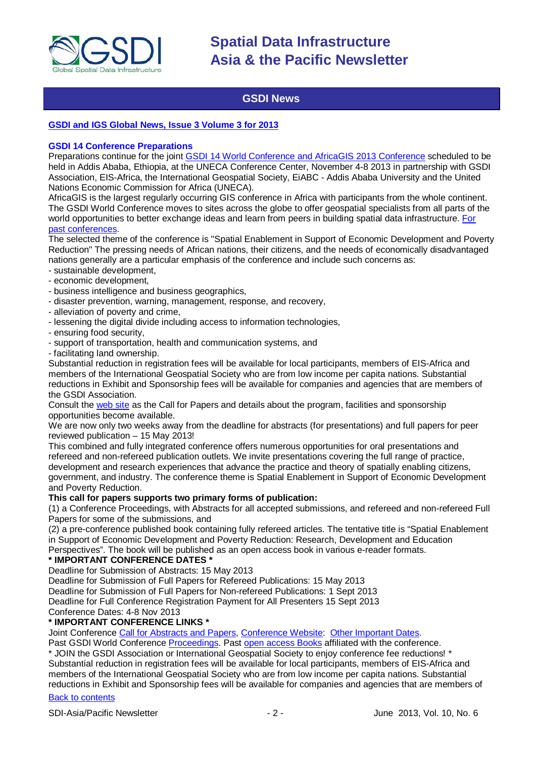## GSDI News

**[GSDI and IGS Global News, Issue 3 Volume 3 for 2013]**

**GSDI 14 Conference Preparations**

Preparations continue for the joint GSDI 14 World Conference and AfricaGIS 2013 Conference scheduled to be held in Addis Ababa, Ethiopia, at the UNECA Conference Center, November 4-8 2013 in partnership with GSDI Association, EIS-Africa, the International Geospatial Society, EiABC - Addis Ababa University and the United Nations Economic Commission for Africa (UNECA).

AfricaGIS is the largest regularly occurring GIS conference in Africa with participants from the whole continent. The GSDI World Conference moves to sites across the globe to offer geospatial specialists from all parts of the world opportunities to better exchange ideas and learn from peers in building spatial data infrastructure. For past conferences.

The selected theme of the conference is "Spatial Enablement in Support of Economic Development and Poverty Reduction" The pressing needs of African nations, their citizens, and the needs of economically disadvantaged nations generally are a particular emphasis of the conference and include such concerns as:

- sustainable development,
- economic development,
- business intelligence and business geographics,
- disaster prevention, warning, management, response, and recovery,
- alleviation of poverty and crime,
- lessening the digital divide including access to information technologies,
- ensuring food security,
- support of transportation, health and communication systems, and
- facilitating land ownership.

Substantial reduction in registration fees will be available for local participants, members of EIS-Africa and members of the International Geospatial Society who are from low income per capita nations. Substantial reductions in Exhibit and Sponsorship fees will be available for companies and agencies that are members of the GSDI Association.

Consult the web site as the Call for Papers and details about the program, facilities and sponsorship opportunities become available.

We are now only two weeks away from the deadline for abstracts (for presentations) and full papers for peer reviewed publication – 15 May 2013!

This combined and fully integrated conference offers numerous opportunities for oral presentations and refereed and non-refereed publication outlets. We invite presentations covering the full range of practice, development and research experiences that advance the practice and theory of spatially enabling citizens, government, and industry. The conference theme is Spatial Enablement in Support of Economic Development and Poverty Reduction.

**This call for papers supports two primary forms of publication:**

(1) a Conference Proceedings, with Abstracts for all accepted submissions, and refereed and non-refereed Full Papers for some of the submissions, and

(2) a pre-conference published book containing fully refereed articles. The tentative title is "Spatial Enablement in Support of Economic Development and Poverty Reduction: Research, Development and Education Perspectives". The book will be published as an open access book in various e-reader formats.

**\* IMPORTANT CONFERENCE DATES \***

Deadline for Submission of Abstracts: 15 May 2013
Deadline for Submission of Full Papers for Refereed Publications: 15 May 2013
Deadline for Submission of Full Papers for Non-refereed Publications: 1 Sept 2013
Deadline for Full Conference Registration Payment for All Presenters 15 Sept 2013
Conference Dates: 4-8 Nov 2013

**\* IMPORTANT CONFERENCE LINKS \***

Joint Conference Call for Abstracts and Papers, Conference Website: Other Important Dates.
Past GSDI World Conference Proceedings. Past open access Books affiliated with the conference.
\* JOIN the GSDI Association or International Geospatial Society to enjoy conference fee reductions! \*
Substantial reduction in registration fees will be available for local participants, members of EIS-Africa and members of the International Geospatial Society who are from low income per capita nations. Substantial reductions in Exhibit and Sponsorship fees will be available for companies and agencies that are members of

Back to contents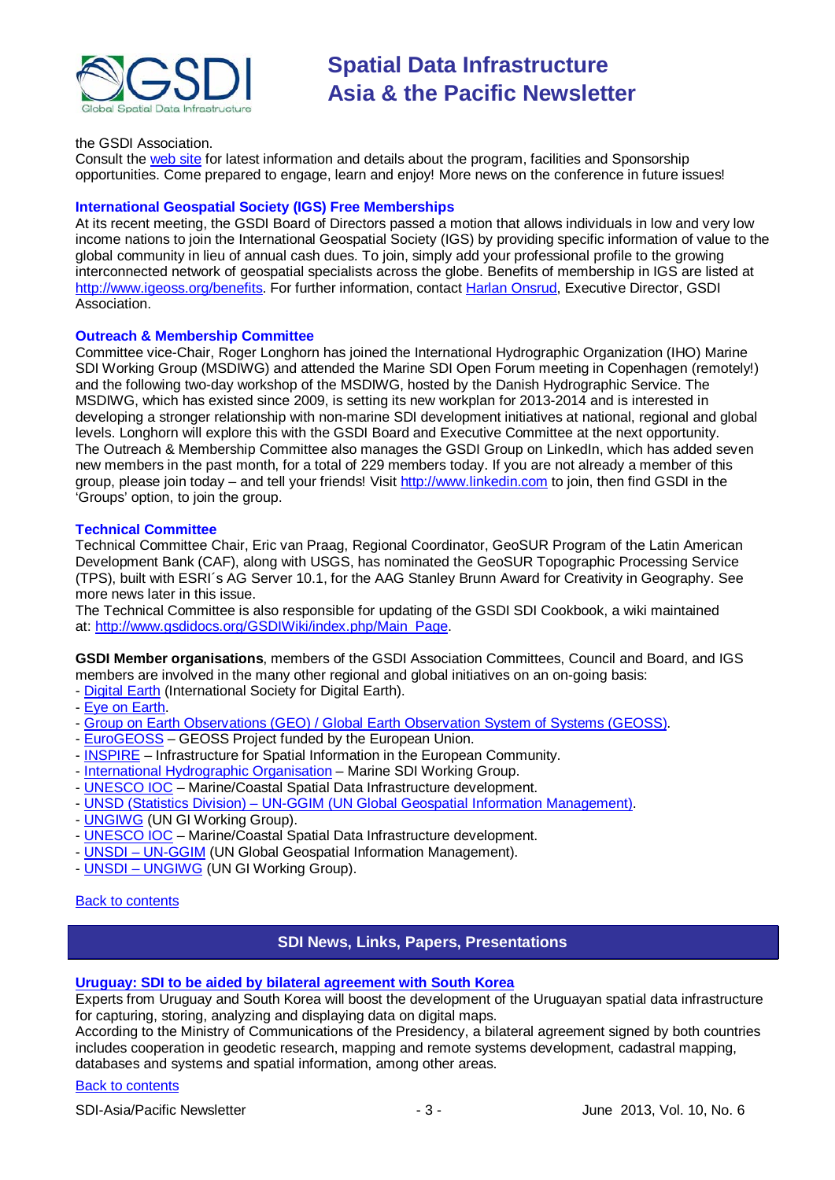the GSDI Association.
Consult the web site for latest information and details about the program, facilities and Sponsorship opportunities. Come prepared to engage, learn and enjoy! More news on the conference in future issues!

### International Geospatial Society (IGS) Free Memberships

At its recent meeting, the GSDI Board of Directors passed a motion that allows individuals in low and very low income nations to join the International Geospatial Society (IGS) by providing specific information of value to the global community in lieu of annual cash dues. To join, simply add your professional profile to the growing interconnected network of geospatial specialists across the globe. Benefits of membership in IGS are listed at http://www.igeoss.org/benefits. For further information, contact Harlan Onsrud, Executive Director, GSDI Association.

### Outreach & Membership Committee

Committee vice-Chair, Roger Longhorn has joined the International Hydrographic Organization (IHO) Marine SDI Working Group (MSDIWG) and attended the Marine SDI Open Forum meeting in Copenhagen (remotely!) and the following two-day workshop of the MSDIWG, hosted by the Danish Hydrographic Service. The MSDIWG, which has existed since 2009, is setting its new workplan for 2013-2014 and is interested in developing a stronger relationship with non-marine SDI development initiatives at national, regional and global levels. Longhorn will explore this with the GSDI Board and Executive Committee at the next opportunity.
The Outreach & Membership Committee also manages the GSDI Group on LinkedIn, which has added seven new members in the past month, for a total of 229 members today. If you are not already a member of this group, please join today – and tell your friends! Visit http://www.linkedin.com to join, then find GSDI in the 'Groups' option, to join the group.

### Technical Committee

Technical Committee Chair, Eric van Praag, Regional Coordinator, GeoSUR Program of the Latin American Development Bank (CAF), along with USGS, has nominated the GeoSUR Topographic Processing Service (TPS), built with ESRI´s AG Server 10.1, for the AAG Stanley Brunn Award for Creativity in Geography. See more news later in this issue.
The Technical Committee is also responsible for updating of the GSDI SDI Cookbook, a wiki maintained at: http://www.gsdidocs.org/GSDIWiki/index.php/Main_Page.

**GSDI Member organisations**, members of the GSDI Association Committees, Council and Board, and IGS members are involved in the many other regional and global initiatives on an on-going basis:

- Digital Earth (International Society for Digital Earth).
- Eye on Earth.
- Group on Earth Observations (GEO) / Global Earth Observation System of Systems (GEOSS).
- EuroGEOSS – GEOSS Project funded by the European Union.
- INSPIRE – Infrastructure for Spatial Information in the European Community.
- International Hydrographic Organisation – Marine SDI Working Group.
- UNESCO IOC – Marine/Coastal Spatial Data Infrastructure development.
- UNSD (Statistics Division) – UN-GGIM (UN Global Geospatial Information Management).
- UNGIWG (UN GI Working Group).
- UNESCO IOC – Marine/Coastal Spatial Data Infrastructure development.
- UNSDI – UN-GGIM (UN Global Geospatial Information Management).
- UNSDI – UNGIWG (UN GI Working Group).

Back to contents

## SDI News, Links, Papers, Presentations

### Uruguay: SDI to be aided by bilateral agreement with South Korea

Experts from Uruguay and South Korea will boost the development of the Uruguayan spatial data infrastructure for capturing, storing, analyzing and displaying data on digital maps.
According to the Ministry of Communications of the Presidency, a bilateral agreement signed by both countries includes cooperation in geodetic research, mapping and remote systems development, cadastral mapping, databases and systems and spatial information, among other areas.

Back to contents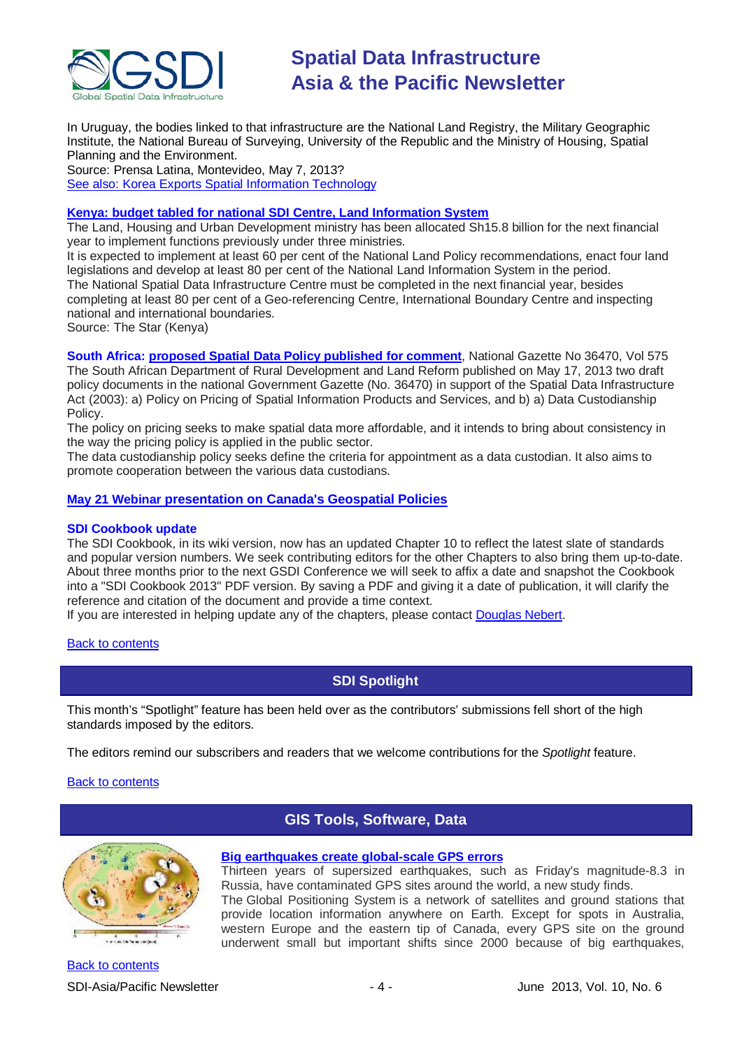In Uruguay, the bodies linked to that infrastructure are the National Land Registry, the Military Geographic Institute, the National Bureau of Surveying, University of the Republic and the Ministry of Housing, Spatial Planning and the Environment.
Source: Prensa Latina, Montevideo, May 7, 2013?
See also: Korea Exports Spatial Information Technology

**Kenya: budget tabled for national SDI Centre, Land Information System**
The Land, Housing and Urban Development ministry has been allocated Sh15.8 billion for the next financial year to implement functions previously under three ministries.
It is expected to implement at least 60 per cent of the National Land Policy recommendations, enact four land legislations and develop at least 80 per cent of the National Land Information System in the period.
The National Spatial Data Infrastructure Centre must be completed in the next financial year, besides completing at least 80 per cent of a Geo-referencing Centre, International Boundary Centre and inspecting national and international boundaries.
Source: The Star (Kenya)

**South Africa: proposed Spatial Data Policy published for comment**, National Gazette No 36470, Vol 575
The South African Department of Rural Development and Land Reform published on May 17, 2013 two draft policy documents in the national Government Gazette (No. 36470) in support of the Spatial Data Infrastructure Act (2003): a) Policy on Pricing of Spatial Information Products and Services, and b) a) Data Custodianship Policy.
The policy on pricing seeks to make spatial data more affordable, and it intends to bring about consistency in the way the pricing policy is applied in the public sector.
The data custodianship policy seeks define the criteria for appointment as a data custodian. It also aims to promote cooperation between the various data custodians.

**May 21 Webinar presentation on Canada's Geospatial Policies**

**SDI Cookbook update**
The SDI Cookbook, in its wiki version, now has an updated Chapter 10 to reflect the latest slate of standards and popular version numbers. We seek contributing editors for the other Chapters to also bring them up-to-date. About three months prior to the next GSDI Conference we will seek to affix a date and snapshot the Cookbook into a "SDI Cookbook 2013" PDF version. By saving a PDF and giving it a date of publication, it will clarify the reference and citation of the document and provide a time context.
If you are interested in helping update any of the chapters, please contact Douglas Nebert.

Back to contents

## SDI Spotlight

This month's "Spotlight" feature has been held over as the contributors' submissions fell short of the high standards imposed by the editors.

The editors remind our subscribers and readers that we welcome contributions for the *Spotlight* feature.

Back to contents

## GIS Tools, Software, Data

**Big earthquakes create global-scale GPS errors**
Thirteen years of supersized earthquakes, such as Friday's magnitude-8.3 in Russia, have contaminated GPS sites around the world, a new study finds.
The Global Positioning System is a network of satellites and ground stations that provide location information anywhere on Earth. Except for spots in Australia, western Europe and the eastern tip of Canada, every GPS site on the ground underwent small but important shifts since 2000 because of big earthquakes,

Back to contents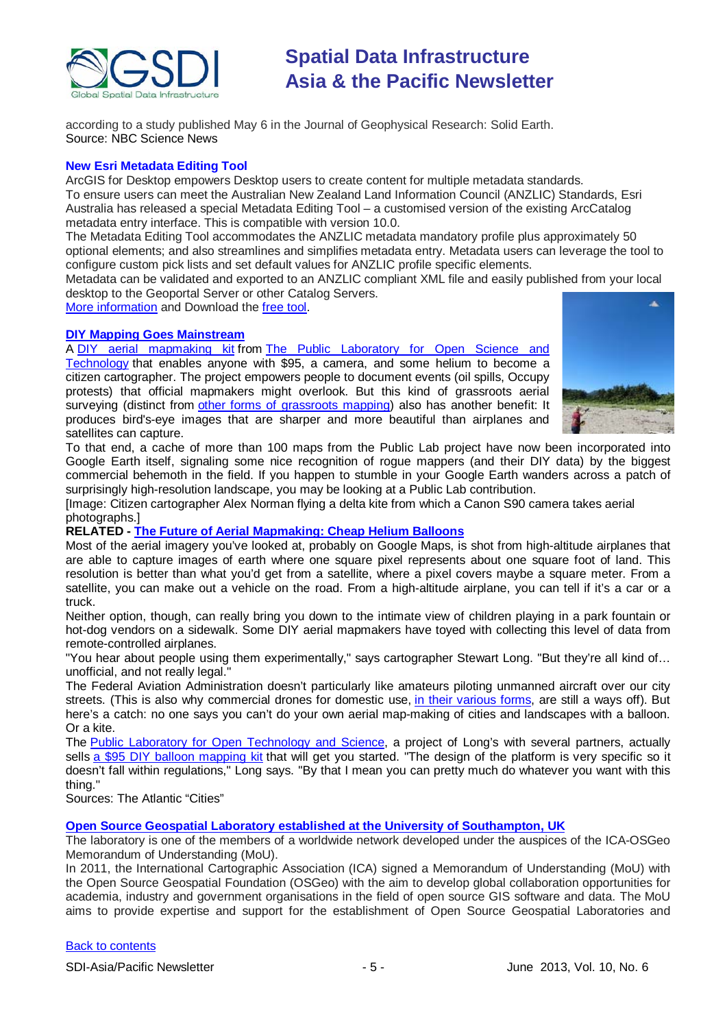according to a study published May 6 in the Journal of Geophysical Research: Solid Earth.
Source: NBC Science News

### New Esri Metadata Editing Tool

ArcGIS for Desktop empowers Desktop users to create content for multiple metadata standards.
To ensure users can meet the Australian New Zealand Land Information Council (ANZLIC) Standards, Esri Australia has released a special Metadata Editing Tool – a customised version of the existing ArcCatalog metadata entry interface. This is compatible with version 10.0.
The Metadata Editing Tool accommodates the ANZLIC metadata mandatory profile plus approximately 50 optional elements; and also streamlines and simplifies metadata entry. Metadata users can leverage the tool to configure custom pick lists and set default values for ANZLIC profile specific elements.
Metadata can be validated and exported to an ANZLIC compliant XML file and easily published from your local desktop to the Geoportal Server or other Catalog Servers.
More information and Download the free tool.

### DIY Mapping Goes Mainstream

A DIY aerial mapmaking kit from The Public Laboratory for Open Science and Technology that enables anyone with $95, a camera, and some helium to become a citizen cartographer. The project empowers people to document events (oil spills, Occupy protests) that official mapmakers might overlook. But this kind of grassroots aerial surveying (distinct from other forms of grassroots mapping) also has another benefit: It produces bird's-eye images that are sharper and more beautiful than airplanes and satellites can capture.
To that end, a cache of more than 100 maps from the Public Lab project have now been incorporated into Google Earth itself, signaling some nice recognition of rogue mappers (and their DIY data) by the biggest commercial behemoth in the field. If you happen to stumble in your Google Earth wanders across a patch of surprisingly high-resolution landscape, you may be looking at a Public Lab contribution.
[Image: Citizen cartographer Alex Norman flying a delta kite from which a Canon S90 camera takes aerial photographs.]

**RELATED - The Future of Aerial Mapmaking: Cheap Helium Balloons**

Most of the aerial imagery you've looked at, probably on Google Maps, is shot from high-altitude airplanes that are able to capture images of earth where one square pixel represents about one square foot of land. This resolution is better than what you'd get from a satellite, where a pixel covers maybe a square meter. From a satellite, you can make out a vehicle on the road. From a high-altitude airplane, you can tell if it's a car or a truck.
Neither option, though, can really bring you down to the intimate view of children playing in a park fountain or hot-dog vendors on a sidewalk. Some DIY aerial mapmakers have toyed with collecting this level of data from remote-controlled airplanes.
"You hear about people using them experimentally," says cartographer Stewart Long. "But they're all kind of… unofficial, and not really legal."
The Federal Aviation Administration doesn't particularly like amateurs piloting unmanned aircraft over our city streets. (This is also why commercial drones for domestic use, in their various forms, are still a ways off). But here's a catch: no one says you can't do your own aerial map-making of cities and landscapes with a balloon. Or a kite.
The Public Laboratory for Open Technology and Science, a project of Long's with several partners, actually sells a $95 DIY balloon mapping kit that will get you started. "The design of the platform is very specific so it doesn't fall within regulations," Long says. "By that I mean you can pretty much do whatever you want with this thing."
Sources: The Atlantic "Cities"

### Open Source Geospatial Laboratory established at the University of Southampton, UK

The laboratory is one of the members of a worldwide network developed under the auspices of the ICA-OSGeo Memorandum of Understanding (MoU).
In 2011, the International Cartographic Association (ICA) signed a Memorandum of Understanding (MoU) with the Open Source Geospatial Foundation (OSGeo) with the aim to develop global collaboration opportunities for academia, industry and government organisations in the field of open source GIS software and data. The MoU aims to provide expertise and support for the establishment of Open Source Geospatial Laboratories and

Back to contents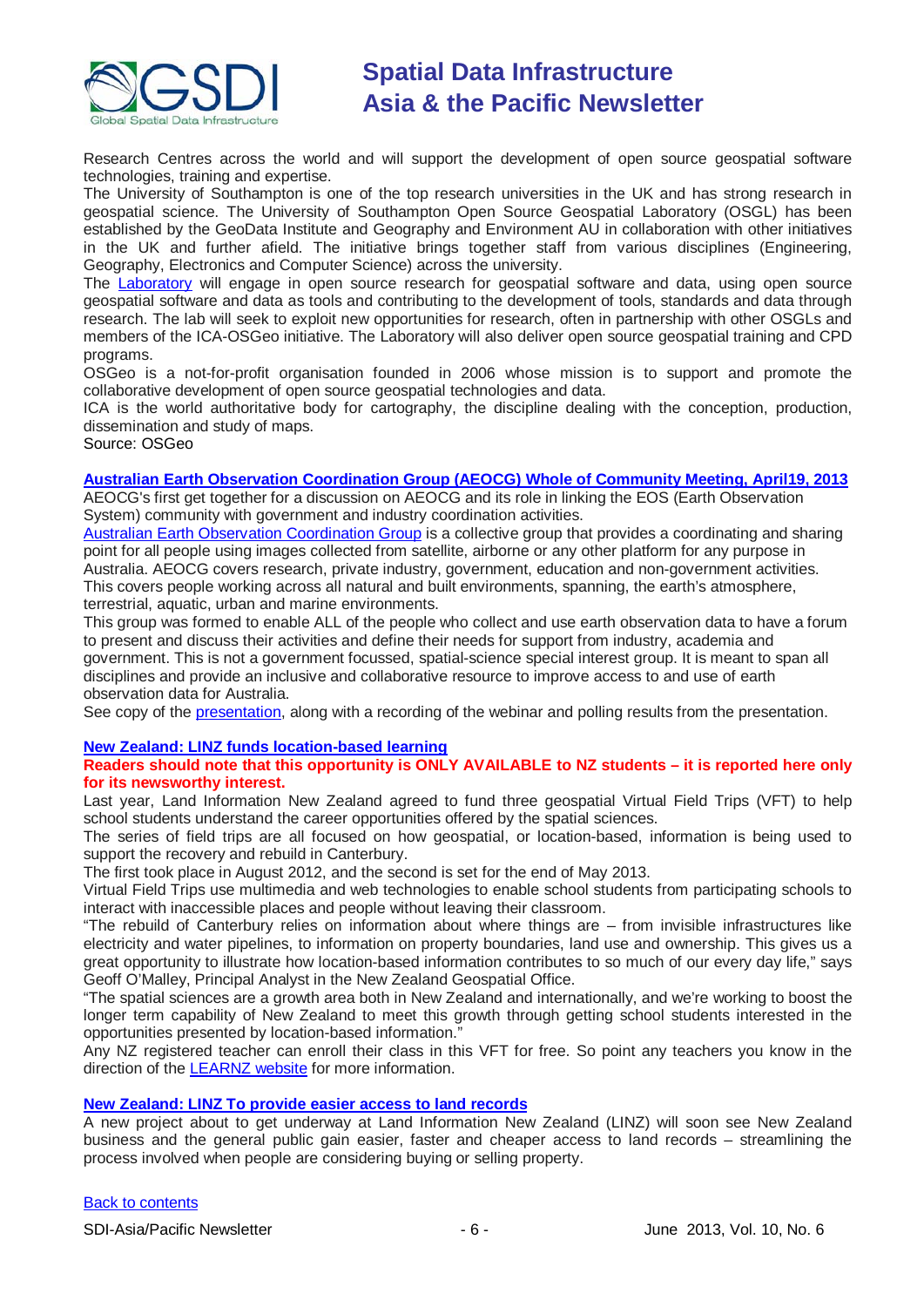Research Centres across the world and will support the development of open source geospatial software technologies, training and expertise.

The University of Southampton is one of the top research universities in the UK and has strong research in geospatial science. The University of Southampton Open Source Geospatial Laboratory (OSGL) has been established by the GeoData Institute and Geography and Environment AU in collaboration with other initiatives in the UK and further afield. The initiative brings together staff from various disciplines (Engineering, Geography, Electronics and Computer Science) across the university.

The Laboratory will engage in open source research for geospatial software and data, using open source geospatial software and data as tools and contributing to the development of tools, standards and data through research. The lab will seek to exploit new opportunities for research, often in partnership with other OSGLs and members of the ICA-OSGeo initiative. The Laboratory will also deliver open source geospatial training and CPD programs.

OSGeo is a not-for-profit organisation founded in 2006 whose mission is to support and promote the collaborative development of open source geospatial technologies and data.

ICA is the world authoritative body for cartography, the discipline dealing with the conception, production, dissemination and study of maps.

Source: OSGeo

### Australian Earth Observation Coordination Group (AEOCG) Whole of Community Meeting, April19, 2013

AEOCG's first get together for a discussion on AEOCG and its role in linking the EOS (Earth Observation System) community with government and industry coordination activities.

Australian Earth Observation Coordination Group is a collective group that provides a coordinating and sharing point for all people using images collected from satellite, airborne or any other platform for any purpose in Australia. AEOCG covers research, private industry, government, education and non-government activities. This covers people working across all natural and built environments, spanning, the earth's atmosphere, terrestrial, aquatic, urban and marine environments.

This group was formed to enable ALL of the people who collect and use earth observation data to have a forum to present and discuss their activities and define their needs for support from industry, academia and government. This is not a government focussed, spatial-science special interest group. It is meant to span all disciplines and provide an inclusive and collaborative resource to improve access to and use of earth observation data for Australia.

See copy of the presentation, along with a recording of the webinar and polling results from the presentation.

### New Zealand: LINZ funds location-based learning

**Readers should note that this opportunity is ONLY AVAILABLE to NZ students – it is reported here only for its newsworthy interest.**

Last year, Land Information New Zealand agreed to fund three geospatial Virtual Field Trips (VFT) to help school students understand the career opportunities offered by the spatial sciences.

The series of field trips are all focused on how geospatial, or location-based, information is being used to support the recovery and rebuild in Canterbury.

The first took place in August 2012, and the second is set for the end of May 2013.

Virtual Field Trips use multimedia and web technologies to enable school students from participating schools to interact with inaccessible places and people without leaving their classroom.

"The rebuild of Canterbury relies on information about where things are – from invisible infrastructures like electricity and water pipelines, to information on property boundaries, land use and ownership. This gives us a great opportunity to illustrate how location-based information contributes to so much of our every day life," says Geoff O'Malley, Principal Analyst in the New Zealand Geospatial Office.

"The spatial sciences are a growth area both in New Zealand and internationally, and we're working to boost the longer term capability of New Zealand to meet this growth through getting school students interested in the opportunities presented by location-based information."

Any NZ registered teacher can enroll their class in this VFT for free. So point any teachers you know in the direction of the LEARNZ website for more information.

### New Zealand: LINZ To provide easier access to land records

A new project about to get underway at Land Information New Zealand (LINZ) will soon see New Zealand business and the general public gain easier, faster and cheaper access to land records – streamlining the process involved when people are considering buying or selling property.

Back to contents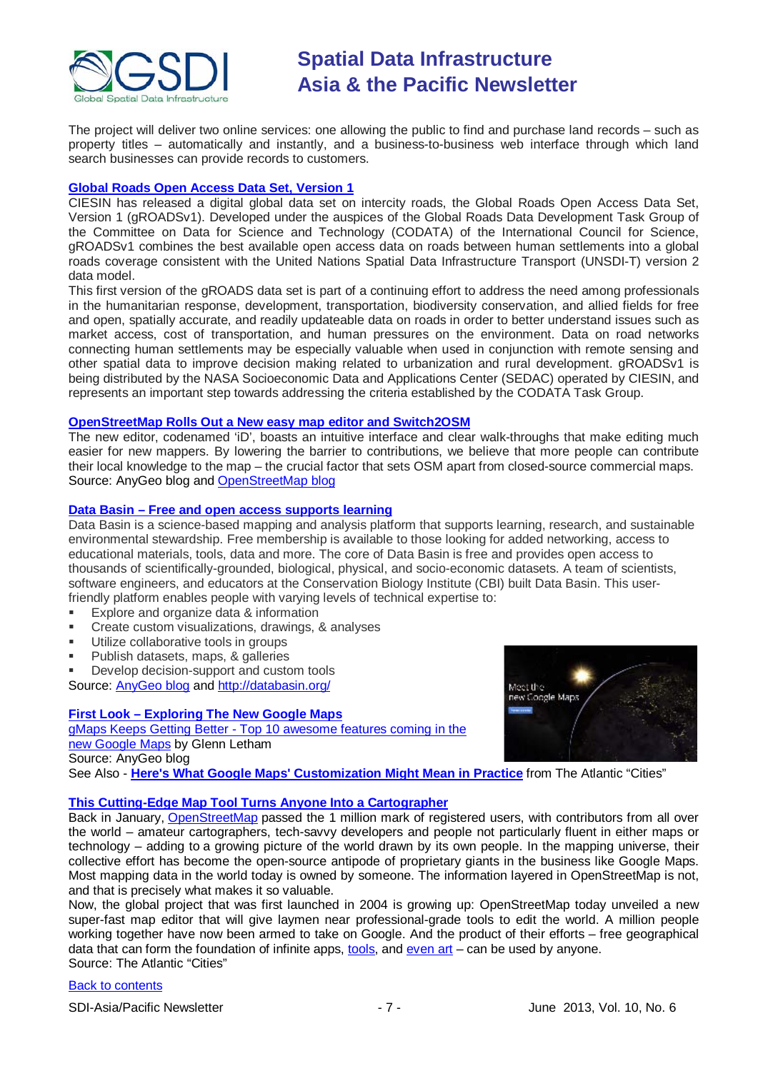The project will deliver two online services: one allowing the public to find and purchase land records – such as property titles – automatically and instantly, and a business-to-business web interface through which land search businesses can provide records to customers.

### Global Roads Open Access Data Set, Version 1

CIESIN has released a digital global data set on intercity roads, the Global Roads Open Access Data Set, Version 1 (gROADSv1). Developed under the auspices of the Global Roads Data Development Task Group of the Committee on Data for Science and Technology (CODATA) of the International Council for Science, gROADSv1 combines the best available open access data on roads between human settlements into a global roads coverage consistent with the United Nations Spatial Data Infrastructure Transport (UNSDI-T) version 2 data model.

This first version of the gROADS data set is part of a continuing effort to address the need among professionals in the humanitarian response, development, transportation, biodiversity conservation, and allied fields for free and open, spatially accurate, and readily updateable data on roads in order to better understand issues such as market access, cost of transportation, and human pressures on the environment. Data on road networks connecting human settlements may be especially valuable when used in conjunction with remote sensing and other spatial data to improve decision making related to urbanization and rural development. gROADSv1 is being distributed by the NASA Socioeconomic Data and Applications Center (SEDAC) operated by CIESIN, and represents an important step towards addressing the criteria established by the CODATA Task Group.

### OpenStreetMap Rolls Out a New easy map editor and Switch2OSM

The new editor, codenamed 'iD', boasts an intuitive interface and clear walk-throughs that make editing much easier for new mappers. By lowering the barrier to contributions, we believe that more people can contribute their local knowledge to the map – the crucial factor that sets OSM apart from closed-source commercial maps.
Source: AnyGeo blog and OpenStreetMap blog

### Data Basin – Free and open access supports learning

Data Basin is a science-based mapping and analysis platform that supports learning, research, and sustainable environmental stewardship. Free membership is available to those looking for added networking, access to educational materials, tools, data and more. The core of Data Basin is free and provides open access to thousands of scientifically-grounded, biological, physical, and socio-economic datasets. A team of scientists, software engineers, and educators at the Conservation Biology Institute (CBI) built Data Basin. This user-friendly platform enables people with varying levels of technical expertise to:

- Explore and organize data & information
- Create custom visualizations, drawings, & analyses
- Utilize collaborative tools in groups
- Publish datasets, maps, & galleries
- Develop decision-support and custom tools

Source: AnyGeo blog and http://databasin.org/

### First Look – Exploring The New Google Maps

gMaps Keeps Getting Better - Top 10 awesome features coming in the new Google Maps by Glenn Letham
Source: AnyGeo blog
See Also - **Here's What Google Maps' Customization Might Mean in Practice** from The Atlantic "Cities"

### This Cutting-Edge Map Tool Turns Anyone Into a Cartographer

Back in January, OpenStreetMap passed the 1 million mark of registered users, with contributors from all over the world – amateur cartographers, tech-savvy developers and people not particularly fluent in either maps or technology – adding to a growing picture of the world drawn by its own people. In the mapping universe, their collective effort has become the open-source antipode of proprietary giants in the business like Google Maps. Most mapping data in the world today is owned by someone. The information layered in OpenStreetMap is not, and that is precisely what makes it so valuable.

Now, the global project that was first launched in 2004 is growing up: OpenStreetMap today unveiled a new super-fast map editor that will give laymen near professional-grade tools to edit the world. A million people working together have now been armed to take on Google. And the product of their efforts – free geographical data that can form the foundation of infinite apps, tools, and even art – can be used by anyone.
Source: The Atlantic "Cities"

Back to contents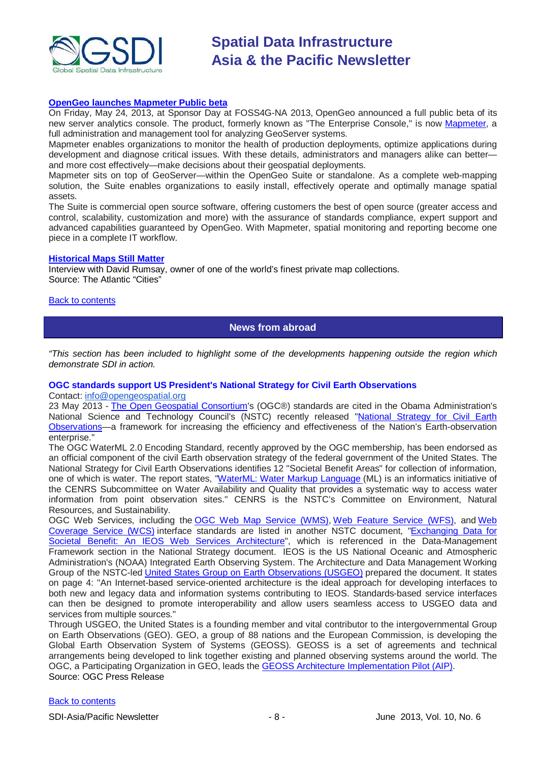**[OpenGeo launches Mapmeter Public beta](#)**

On Friday, May 24, 2013, at Sponsor Day at FOSS4G-NA 2013, OpenGeo announced a full public beta of its new server analytics console. The product, formerly known as "The Enterprise Console," is now [Mapmeter](#), a full administration and management tool for analyzing GeoServer systems.

Mapmeter enables organizations to monitor the health of production deployments, optimize applications during development and diagnose critical issues. With these details, administrators and managers alike can better—and more cost effectively—make decisions about their geospatial deployments.

Mapmeter sits on top of GeoServer—within the OpenGeo Suite or standalone. As a complete web-mapping solution, the Suite enables organizations to easily install, effectively operate and optimally manage spatial assets.

The Suite is commercial open source software, offering customers the best of open source (greater access and control, scalability, customization and more) with the assurance of standards compliance, expert support and advanced capabilities guaranteed by OpenGeo. With Mapmeter, spatial monitoring and reporting become one piece in a complete IT workflow.

**[Historical Maps Still Matter](#)**

Interview with David Rumsay, owner of one of the world's finest private map collections.
Source: The Atlantic "Cities"

[Back to contents](#)

## News from abroad

*"This section has been included to highlight some of the developments happening outside the region which demonstrate SDI in action.*

**OGC standards support US President's National Strategy for Civil Earth Observations**

Contact: [info@opengeospatial.org](mailto:info@opengeospatial.org)

23 May 2013 - [The Open Geospatial Consortium](#)'s (OGC®) standards are cited in the Obama Administration's National Science and Technology Council's (NSTC) recently released "[National Strategy for Civil Earth Observations](#)—a framework for increasing the efficiency and effectiveness of the Nation's Earth-observation enterprise."

The OGC WaterML 2.0 Encoding Standard, recently approved by the OGC membership, has been endorsed as an official component of the civil Earth observation strategy of the federal government of the United States. The National Strategy for Civil Earth Observations identifies 12 "Societal Benefit Areas" for collection of information, one of which is water. The report states, "[WaterML: Water Markup Language](#) (ML) is an informatics initiative of the CENRS Subcommittee on Water Availability and Quality that provides a systematic way to access water information from point observation sites." CENRS is the NSTC's Committee on Environment, Natural Resources, and Sustainability.

OGC Web Services, including the [OGC Web Map Service (WMS)](#), [Web Feature Service (WFS)](#), and [Web Coverage Service (WCS)](#) interface standards are listed in another NSTC document, "[Exchanging Data for Societal Benefit: An IEOS Web Services Architecture](#)", which is referenced in the Data-Management Framework section in the National Strategy document. IEOS is the US National Oceanic and Atmospheric Administration's (NOAA) Integrated Earth Observing System. The Architecture and Data Management Working Group of the NSTC-led [United States Group on Earth Observations (USGEO)](#) prepared the document. It states on page 4: "An Internet-based service-oriented architecture is the ideal approach for developing interfaces to both new and legacy data and information systems contributing to IEOS. Standards-based service interfaces can then be designed to promote interoperability and allow users seamless access to USGEO data and services from multiple sources."

Through USGEO, the United States is a founding member and vital contributor to the intergovernmental Group on Earth Observations (GEO). GEO, a group of 88 nations and the European Commission, is developing the Global Earth Observation System of Systems (GEOSS). GEOSS is a set of agreements and technical arrangements being developed to link together existing and planned observing systems around the world. The OGC, a Participating Organization in GEO, leads the [GEOSS Architecture Implementation Pilot (AIP)](#).
Source: OGC Press Release

[Back to contents](#)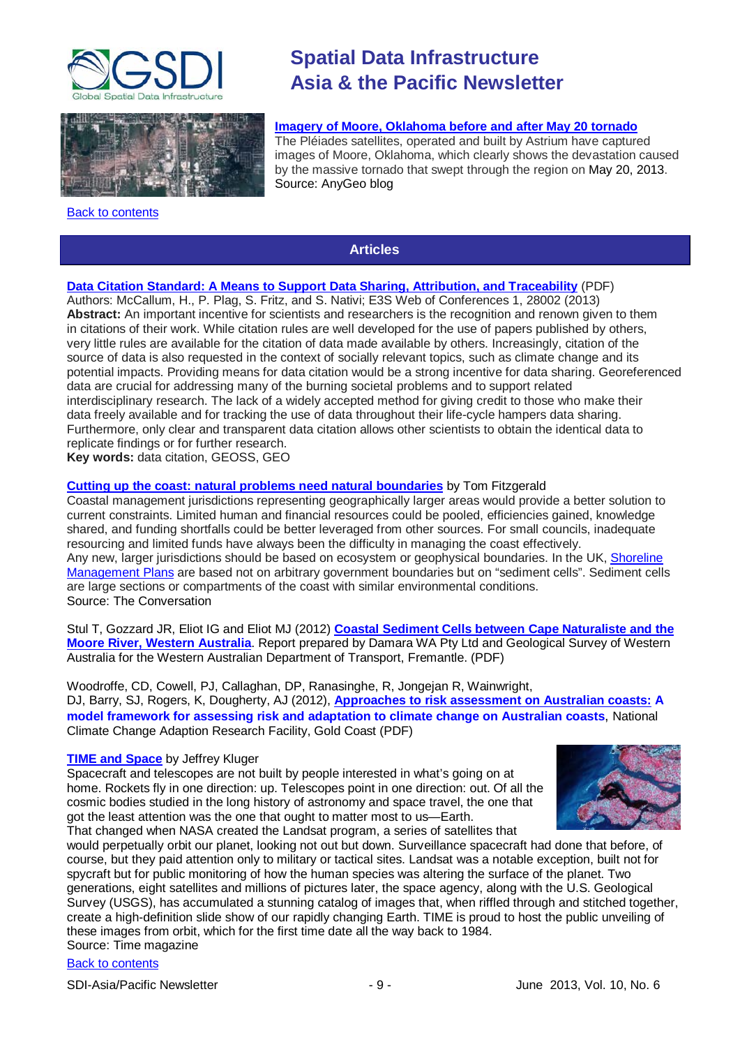**Imagery of Moore, Oklahoma before and after May 20 tornado**
The Pléiades satellites, operated and built by Astrium have captured images of Moore, Oklahoma, which clearly shows the devastation caused by the massive tornado that swept through the region on May 20, 2013.
Source: AnyGeo blog

Back to contents

## Articles

**Data Citation Standard: A Means to Support Data Sharing, Attribution, and Traceability** (PDF)
Authors: McCallum, H., P. Plag, S. Fritz, and S. Nativi; E3S Web of Conferences 1, 28002 (2013)
**Abstract:** An important incentive for scientists and researchers is the recognition and renown given to them in citations of their work. While citation rules are well developed for the use of papers published by others, very little rules are available for the citation of data made available by others. Increasingly, citation of the source of data is also requested in the context of socially relevant topics, such as climate change and its potential impacts. Providing means for data citation would be a strong incentive for data sharing. Georeferenced data are crucial for addressing many of the burning societal problems and to support related interdisciplinary research. The lack of a widely accepted method for giving credit to those who make their data freely available and for tracking the use of data throughout their life-cycle hampers data sharing. Furthermore, only clear and transparent data citation allows other scientists to obtain the identical data to replicate findings or for further research.
**Key words:** data citation, GEOSS, GEO

**Cutting up the coast: natural problems need natural boundaries** by Tom Fitzgerald
Coastal management jurisdictions representing geographically larger areas would provide a better solution to current constraints. Limited human and financial resources could be pooled, efficiencies gained, knowledge shared, and funding shortfalls could be better leveraged from other sources. For small councils, inadequate resourcing and limited funds have always been the difficulty in managing the coast effectively.
Any new, larger jurisdictions should be based on ecosystem or geophysical boundaries. In the UK, Shoreline Management Plans are based not on arbitrary government boundaries but on "sediment cells". Sediment cells are large sections or compartments of the coast with similar environmental conditions.
Source: The Conversation

Stul T, Gozzard JR, Eliot IG and Eliot MJ (2012) **Coastal Sediment Cells between Cape Naturaliste and the Moore River, Western Australia**. Report prepared by Damara WA Pty Ltd and Geological Survey of Western Australia for the Western Australian Department of Transport, Fremantle. (PDF)

Woodroffe, CD, Cowell, PJ, Callaghan, DP, Ranasinghe, R, Jongejan R, Wainwright, DJ, Barry, SJ, Rogers, K, Dougherty, AJ (2012), **Approaches to risk assessment on Australian coasts: A model framework for assessing risk and adaptation to climate change on Australian coasts**, National Climate Change Adaption Research Facility, Gold Coast (PDF)

**TIME and Space** by Jeffrey Kluger
Spacecraft and telescopes are not built by people interested in what's going on at home. Rockets fly in one direction: up. Telescopes point in one direction: out. Of all the cosmic bodies studied in the long history of astronomy and space travel, the one that got the least attention was the one that ought to matter most to us—Earth.
That changed when NASA created the Landsat program, a series of satellites that would perpetually orbit our planet, looking not out but down. Surveillance spacecraft had done that before, of course, but they paid attention only to military or tactical sites. Landsat was a notable exception, built not for spycraft but for public monitoring of how the human species was altering the surface of the planet. Two generations, eight satellites and millions of pictures later, the space agency, along with the U.S. Geological Survey (USGS), has accumulated a stunning catalog of images that, when riffled through and stitched together, create a high-definition slide show of our rapidly changing Earth. TIME is proud to host the public unveiling of these images from orbit, which for the first time date all the way back to 1984.
Source: Time magazine

Back to contents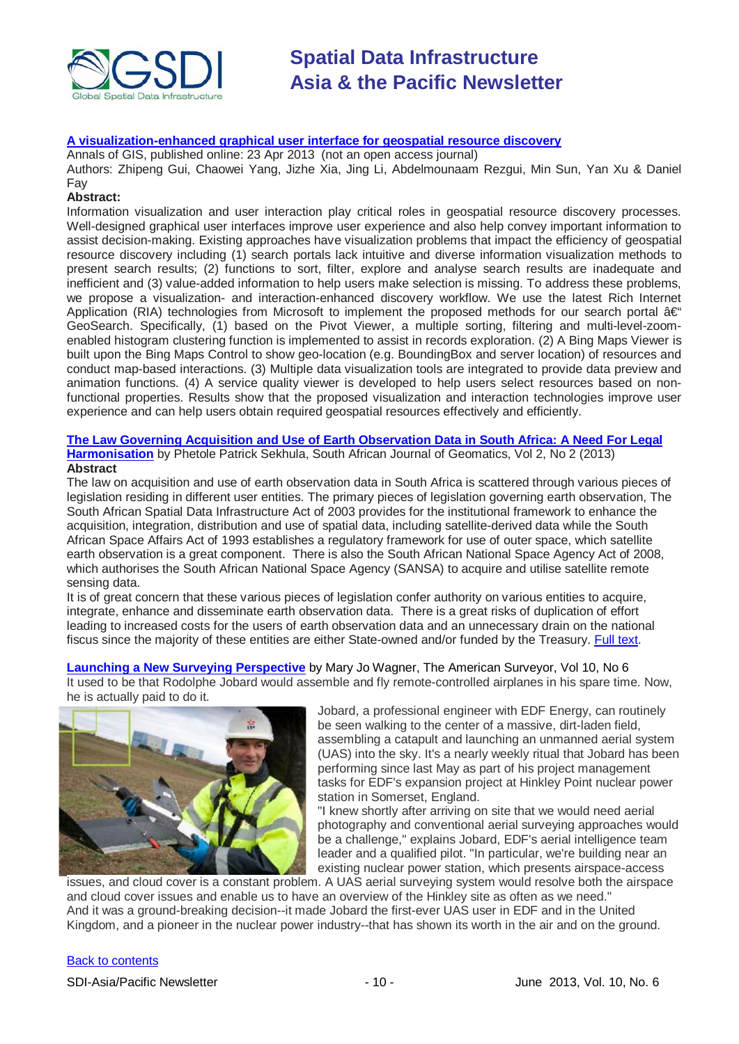**[A visualization-enhanced graphical user interface for geospatial resource discovery](#)**

Annals of GIS, published online: 23 Apr 2013 (not an open access journal)

Authors: Zhipeng Gui, Chaowei Yang, Jizhe Xia, Jing Li, Abdelmounaam Rezgui, Min Sun, Yan Xu & Daniel Fay

**Abstract:**

Information visualization and user interaction play critical roles in geospatial resource discovery processes. Well-designed graphical user interfaces improve user experience and also help convey important information to assist decision-making. Existing approaches have visualization problems that impact the efficiency of geospatial resource discovery including (1) search portals lack intuitive and diverse information visualization methods to present search results; (2) functions to sort, filter, explore and analyse search results are inadequate and inefficient and (3) value-added information to help users make selection is missing. To address these problems, we propose a visualization- and interaction-enhanced discovery workflow. We use the latest Rich Internet Application (RIA) technologies from Microsoft to implement the proposed methods for our search portal â€" GeoSearch. Specifically, (1) based on the Pivot Viewer, a multiple sorting, filtering and multi-level-zoom-enabled histogram clustering function is implemented to assist in records exploration. (2) A Bing Maps Viewer is built upon the Bing Maps Control to show geo-location (e.g. BoundingBox and server location) of resources and conduct map-based interactions. (3) Multiple data visualization tools are integrated to provide data preview and animation functions. (4) A service quality viewer is developed to help users select resources based on non-functional properties. Results show that the proposed visualization and interaction technologies improve user experience and can help users obtain required geospatial resources effectively and efficiently.

**[The Law Governing Acquisition and Use of Earth Observation Data in South Africa: A Need For Legal Harmonisation](#)** by Phetole Patrick Sekhula, South African Journal of Geomatics, Vol 2, No 2 (2013)

**Abstract**

The law on acquisition and use of earth observation data in South Africa is scattered through various pieces of legislation residing in different user entities. The primary pieces of legislation governing earth observation, The South African Spatial Data Infrastructure Act of 2003 provides for the institutional framework to enhance the acquisition, integration, distribution and use of spatial data, including satellite-derived data while the South African Space Affairs Act of 1993 establishes a regulatory framework for use of outer space, which satellite earth observation is a great component. There is also the South African National Space Agency Act of 2008, which authorises the South African National Space Agency (SANSA) to acquire and utilise satellite remote sensing data.

It is of great concern that these various pieces of legislation confer authority on various entities to acquire, integrate, enhance and disseminate earth observation data. There is a great risks of duplication of effort leading to increased costs for the users of earth observation data and an unnecessary drain on the national fiscus since the majority of these entities are either State-owned and/or funded by the Treasury. [Full text](#).

**[Launching a New Surveying Perspective](#)** by Mary Jo Wagner, The American Surveyor, Vol 10, No 6

It used to be that Rodolphe Jobard would assemble and fly remote-controlled airplanes in his spare time. Now, he is actually paid to do it.

Jobard, a professional engineer with EDF Energy, can routinely be seen walking to the center of a massive, dirt-laden field, assembling a catapult and launching an unmanned aerial system (UAS) into the sky. It's a nearly weekly ritual that Jobard has been performing since last May as part of his project management tasks for EDF's expansion project at Hinkley Point nuclear power station in Somerset, England.

"I knew shortly after arriving on site that we would need aerial photography and conventional aerial surveying approaches would be a challenge," explains Jobard, EDF's aerial intelligence team leader and a qualified pilot. "In particular, we're building near an existing nuclear power station, which presents airspace-access issues, and cloud cover is a constant problem. A UAS aerial surveying system would resolve both the airspace and cloud cover issues and enable us to have an overview of the Hinkley site as often as we need."

And it was a ground-breaking decision--it made Jobard the first-ever UAS user in EDF and in the United Kingdom, and a pioneer in the nuclear power industry--that has shown its worth in the air and on the ground.

[Back to contents](#)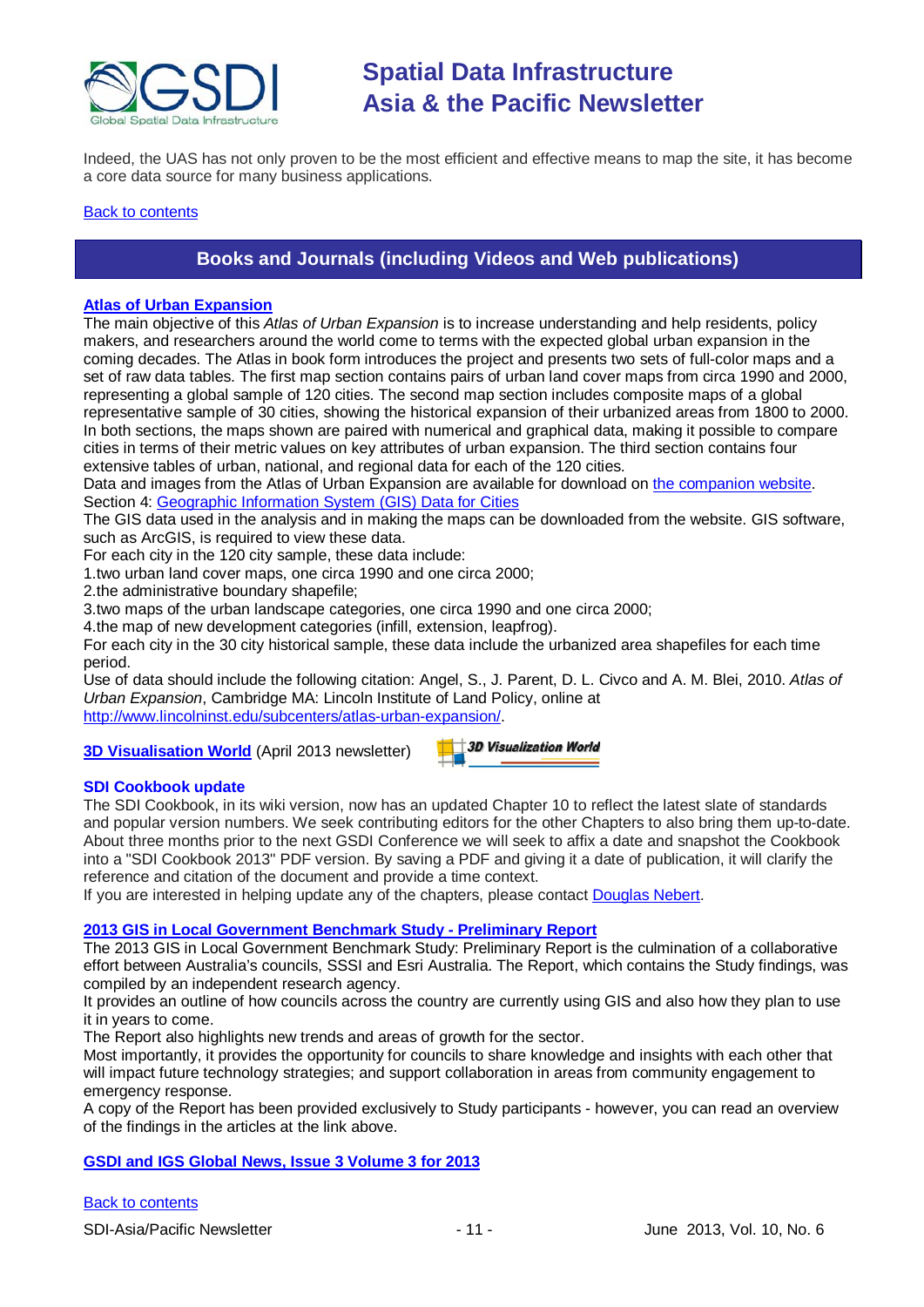Indeed, the UAS has not only proven to be the most efficient and effective means to map the site, it has become a core data source for many business applications.

Back to contents

## Books and Journals (including Videos and Web publications)

### Atlas of Urban Expansion

The main objective of this *Atlas of Urban Expansion* is to increase understanding and help residents, policy makers, and researchers around the world come to terms with the expected global urban expansion in the coming decades. The Atlas in book form introduces the project and presents two sets of full-color maps and a set of raw data tables. The first map section contains pairs of urban land cover maps from circa 1990 and 2000, representing a global sample of 120 cities. The second map section includes composite maps of a global representative sample of 30 cities, showing the historical expansion of their urbanized areas from 1800 to 2000. In both sections, the maps shown are paired with numerical and graphical data, making it possible to compare cities in terms of their metric values on key attributes of urban expansion. The third section contains four extensive tables of urban, national, and regional data for each of the 120 cities.

Data and images from the Atlas of Urban Expansion are available for download on the companion website.

Section 4: Geographic Information System (GIS) Data for Cities

The GIS data used in the analysis and in making the maps can be downloaded from the website. GIS software, such as ArcGIS, is required to view these data.

For each city in the 120 city sample, these data include:

1. two urban land cover maps, one circa 1990 and one circa 2000;
2. the administrative boundary shapefile;
3. two maps of the urban landscape categories, one circa 1990 and one circa 2000;
4. the map of new development categories (infill, extension, leapfrog).

For each city in the 30 city historical sample, these data include the urbanized area shapefiles for each time period.

Use of data should include the following citation: Angel, S., J. Parent, D. L. Civco and A. M. Blei, 2010. *Atlas of Urban Expansion*, Cambridge MA: Lincoln Institute of Land Policy, online at http://www.lincolninst.edu/subcenters/atlas-urban-expansion/.

**3D Visualisation World** (April 2013 newsletter)

### SDI Cookbook update

The SDI Cookbook, in its wiki version, now has an updated Chapter 10 to reflect the latest slate of standards and popular version numbers. We seek contributing editors for the other Chapters to also bring them up-to-date. About three months prior to the next GSDI Conference we will seek to affix a date and snapshot the Cookbook into a "SDI Cookbook 2013" PDF version. By saving a PDF and giving it a date of publication, it will clarify the reference and citation of the document and provide a time context.

If you are interested in helping update any of the chapters, please contact Douglas Nebert.

### 2013 GIS in Local Government Benchmark Study - Preliminary Report

The 2013 GIS in Local Government Benchmark Study: Preliminary Report is the culmination of a collaborative effort between Australia's councils, SSSI and Esri Australia. The Report, which contains the Study findings, was compiled by an independent research agency.

It provides an outline of how councils across the country are currently using GIS and also how they plan to use it in years to come.

The Report also highlights new trends and areas of growth for the sector.

Most importantly, it provides the opportunity for councils to share knowledge and insights with each other that will impact future technology strategies; and support collaboration in areas from community engagement to emergency response.

A copy of the Report has been provided exclusively to Study participants - however, you can read an overview of the findings in the articles at the link above.

### GSDI and IGS Global News, Issue 3 Volume 3 for 2013

Back to contents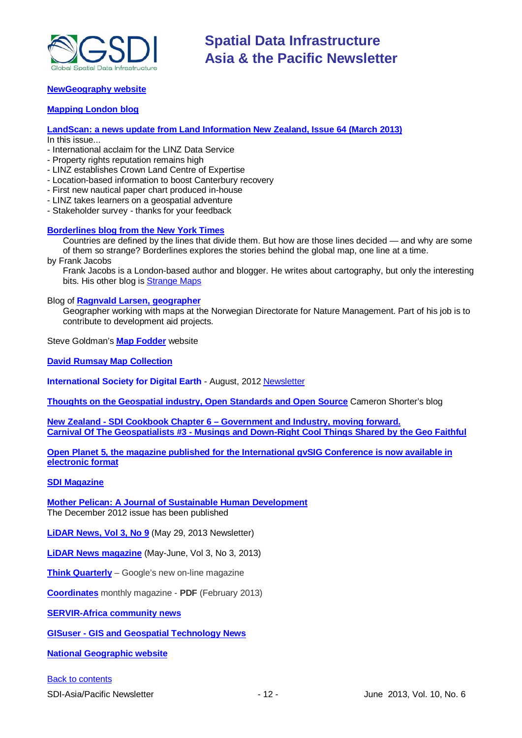**NewGeography website**

**Mapping London blog**

**LandScan: a news update from Land Information New Zealand, Issue 64 (March 2013)**
In this issue...
- International acclaim for the LINZ Data Service
- Property rights reputation remains high
- LINZ establishes Crown Land Centre of Expertise
- Location-based information to boost Canterbury recovery
- First new nautical paper chart produced in-house
- LINZ takes learners on a geospatial adventure
- Stakeholder survey - thanks for your feedback

**Borderlines blog from the New York Times**

> Countries are defined by the lines that divide them. But how are those lines decided — and why are some of them so strange? Borderlines explores the stories behind the global map, one line at a time.

by Frank Jacobs

> Frank Jacobs is a London-based author and blogger. He writes about cartography, but only the interesting bits. His other blog is Strange Maps

Blog of **Ragnvald Larsen, geographer**

> Geographer working with maps at the Norwegian Directorate for Nature Management. Part of his job is to contribute to development aid projects.

Steve Goldman's **Map Fodder** website

**David Rumsay Map Collection**

**International Society for Digital Earth** - August, 2012 Newsletter

**Thoughts on the Geospatial industry, Open Standards and Open Source** Cameron Shorter's blog

**New Zealand - SDI Cookbook Chapter 6 – Government and Industry, moving forward.**
**Carnival Of The Geospatialists #3 - Musings and Down-Right Cool Things Shared by the Geo Faithful**

**Open Planet 5, the magazine published for the International gvSIG Conference is now available in electronic format**

**SDI Magazine**

**Mother Pelican: A Journal of Sustainable Human Development**
The December 2012 issue has been published

**LiDAR News, Vol 3, No 9** (May 29, 2013 Newsletter)

**LiDAR News magazine** (May-June, Vol 3, No 3, 2013)

**Think Quarterly** – Google's new on-line magazine

**Coordinates** monthly magazine - **PDF** (February 2013)

**SERVIR-Africa community news**

**GISuser - GIS and Geospatial Technology News**

**National Geographic website**

Back to contents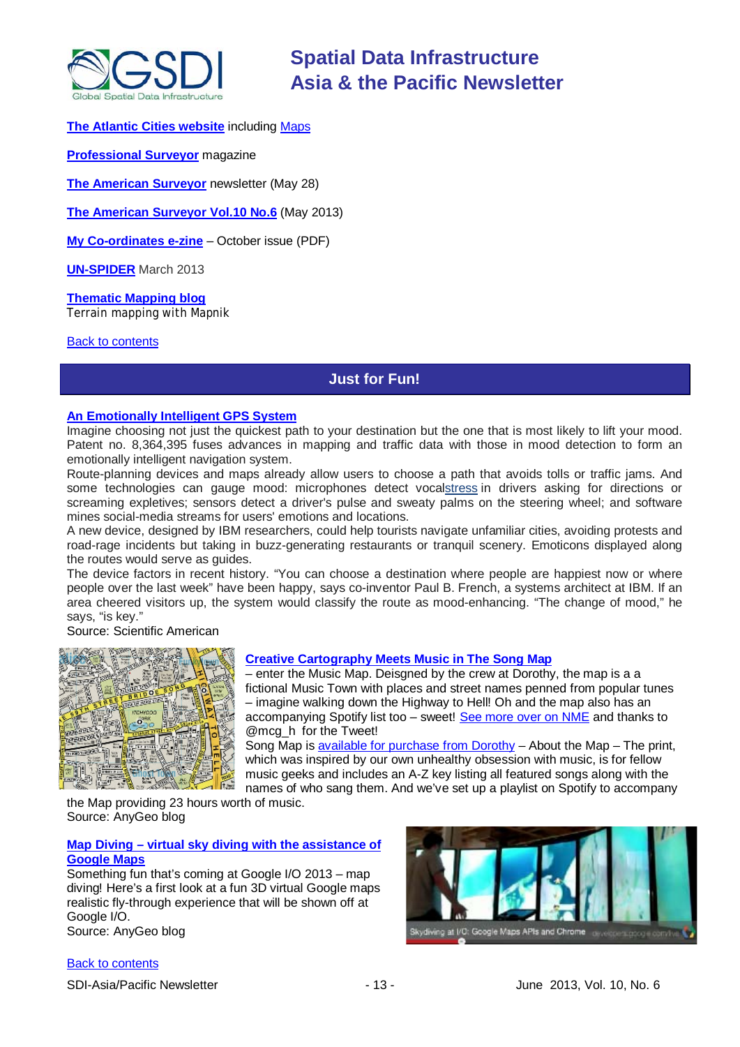**The Atlantic Cities website** including Maps

**Professional Surveyor** magazine

**The American Surveyor** newsletter (May 28)

**The American Surveyor Vol.10 No.6** (May 2013)

**My Co-ordinates e-zine** – October issue (PDF)

**UN-SPIDER** March 2013

**Thematic Mapping blog**
Terrain mapping with Mapnik

Back to contents

## Just for Fun!

### An Emotionally Intelligent GPS System

Imagine choosing not just the quickest path to your destination but the one that is most likely to lift your mood. Patent no. 8,364,395 fuses advances in mapping and traffic data with those in mood detection to form an emotionally intelligent navigation system.

Route-planning devices and maps already allow users to choose a path that avoids tolls or traffic jams. And some technologies can gauge mood: microphones detect vocalstress in drivers asking for directions or screaming expletives; sensors detect a driver's pulse and sweaty palms on the steering wheel; and software mines social-media streams for users' emotions and locations.

A new device, designed by IBM researchers, could help tourists navigate unfamiliar cities, avoiding protests and road-rage incidents but taking in buzz-generating restaurants or tranquil scenery. Emoticons displayed along the routes would serve as guides.

The device factors in recent history. "You can choose a destination where people are happiest now or where people over the last week" have been happy, says co-inventor Paul B. French, a systems architect at IBM. If an area cheered visitors up, the system would classify the route as mood-enhancing. "The change of mood," he says, "is key."

Source: Scientific American

### Creative Cartography Meets Music in The Song Map

– enter the Music Map. Deisgned by the crew at Dorothy, the map is a a fictional Music Town with places and street names penned from popular tunes – imagine walking down the Highway to Hell! Oh and the map also has an accompanying Spotify list too – sweet! See more over on NME and thanks to @mcg_h for the Tweet!

Song Map is available for purchase from Dorothy – About the Map – The print, which was inspired by our own unhealthy obsession with music, is for fellow music geeks and includes an A-Z key listing all featured songs along with the names of who sang them. And we've set up a playlist on Spotify to accompany the Map providing 23 hours worth of music.

Source: AnyGeo blog

### Map Diving – virtual sky diving with the assistance of Google Maps

Something fun that's coming at Google I/O 2013 – map diving! Here's a first look at a fun 3D virtual Google maps realistic fly-through experience that will be shown off at Google I/O.

Source: AnyGeo blog

Back to contents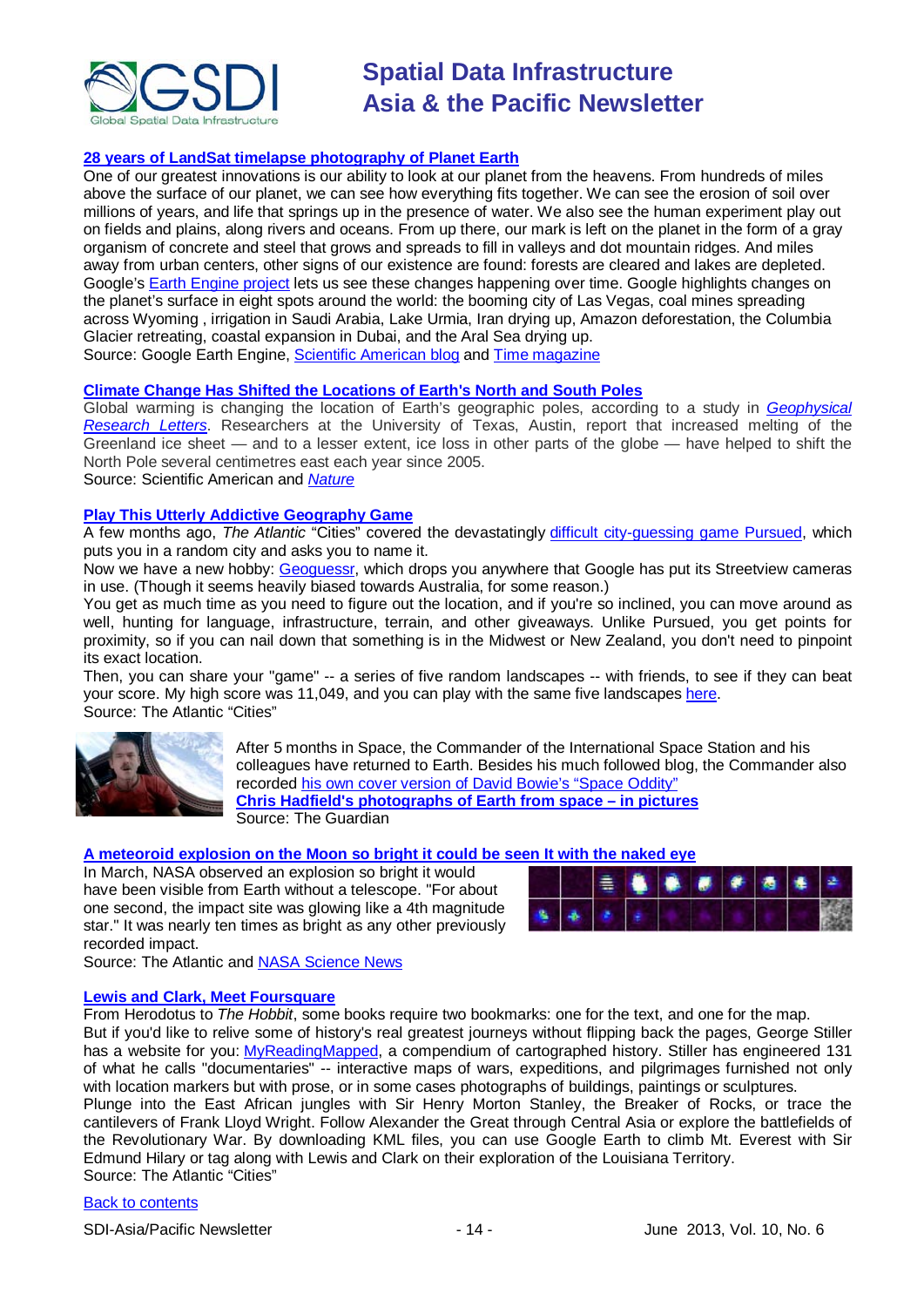### [28 years of LandSat timelapse photography of Planet Earth]

One of our greatest innovations is our ability to look at our planet from the heavens. From hundreds of miles above the surface of our planet, we can see how everything fits together. We can see the erosion of soil over millions of years, and life that springs up in the presence of water. We also see the human experiment play out on fields and plains, along rivers and oceans. From up there, our mark is left on the planet in the form of a gray organism of concrete and steel that grows and spreads to fill in valleys and dot mountain ridges. And miles away from urban centers, other signs of our existence are found: forests are cleared and lakes are depleted. Google's Earth Engine project lets us see these changes happening over time. Google highlights changes on the planet's surface in eight spots around the world: the booming city of Las Vegas, coal mines spreading across Wyoming , irrigation in Saudi Arabia, Lake Urmia, Iran drying up, Amazon deforestation, the Columbia Glacier retreating, coastal expansion in Dubai, and the Aral Sea drying up.
Source: Google Earth Engine, Scientific American blog and Time magazine

### Climate Change Has Shifted the Locations of Earth's North and South Poles

Global warming is changing the location of Earth's geographic poles, according to a study in *Geophysical Research Letters*. Researchers at the University of Texas, Austin, report that increased melting of the Greenland ice sheet — and to a lesser extent, ice loss in other parts of the globe — have helped to shift the North Pole several centimetres east each year since 2005.
Source: Scientific American and *Nature*

### Play This Utterly Addictive Geography Game

A few months ago, *The Atlantic* "Cities" covered the devastatingly difficult city-guessing game Pursued, which puts you in a random city and asks you to name it.
Now we have a new hobby: Geoguessr, which drops you anywhere that Google has put its Streetview cameras in use. (Though it seems heavily biased towards Australia, for some reason.)
You get as much time as you need to figure out the location, and if you're so inclined, you can move around as well, hunting for language, infrastructure, terrain, and other giveaways. Unlike Pursued, you get points for proximity, so if you can nail down that something is in the Midwest or New Zealand, you don't need to pinpoint its exact location.
Then, you can share your "game" -- a series of five random landscapes -- with friends, to see if they can beat your score. My high score was 11,049, and you can play with the same five landscapes here.
Source: The Atlantic "Cities"

After 5 months in Space, the Commander of the International Space Station and his colleagues have returned to Earth. Besides his much followed blog, the Commander also recorded his own cover version of David Bowie's "Space Oddity"
**Chris Hadfield's photographs of Earth from space – in pictures**
Source: The Guardian

### A meteoroid explosion on the Moon so bright it could be seen It with the naked eye

In March, NASA observed an explosion so bright it would have been visible from Earth without a telescope. "For about one second, the impact site was glowing like a 4th magnitude star." It was nearly ten times as bright as any other previously recorded impact.
Source: The Atlantic and NASA Science News

### Lewis and Clark, Meet Foursquare

From Herodotus to *The Hobbit*, some books require two bookmarks: one for the text, and one for the map.
But if you'd like to relive some of history's real greatest journeys without flipping back the pages, George Stiller has a website for you: MyReadingMapped, a compendium of cartographed history. Stiller has engineered 131 of what he calls "documentaries" -- interactive maps of wars, expeditions, and pilgrimages furnished not only with location markers but with prose, or in some cases photographs of buildings, paintings or sculptures.
Plunge into the East African jungles with Sir Henry Morton Stanley, the Breaker of Rocks, or trace the cantilevers of Frank Lloyd Wright. Follow Alexander the Great through Central Asia or explore the battlefields of the Revolutionary War. By downloading KML files, you can use Google Earth to climb Mt. Everest with Sir Edmund Hilary or tag along with Lewis and Clark on their exploration of the Louisiana Territory.
Source: The Atlantic "Cities"

Back to contents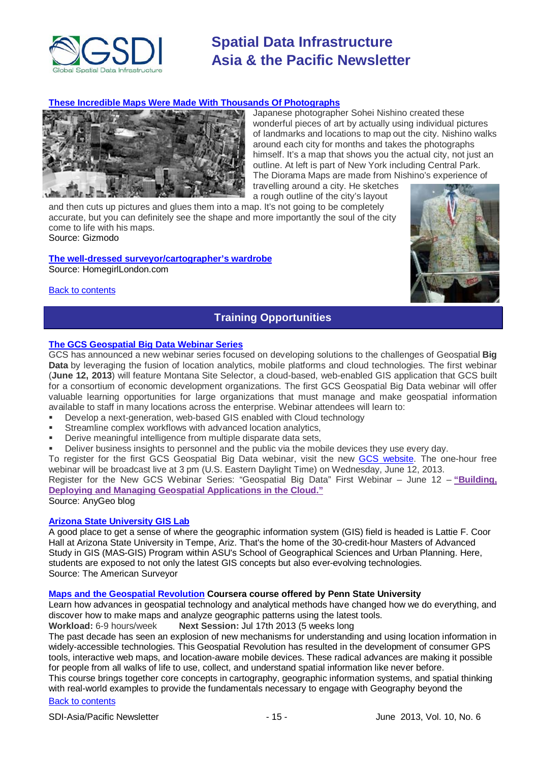**These Incredible Maps Were Made With Thousands Of Photographs**

Japanese photographer Sohei Nishino created these wonderful pieces of art by actually using individual pictures of landmarks and locations to map out the city. Nishino walks around each city for months and takes the photographs himself. It's a map that shows you the actual city, not just an outline. At left is part of New York including Central Park. The Diorama Maps are made from Nishino's experience of travelling around a city. He sketches a rough outline of the city's layout and then cuts up pictures and glues them into a map. It's not going to be completely accurate, but you can definitely see the shape and more importantly the soul of the city come to life with his maps.
Source: Gizmodo

**The well-dressed surveyor/cartographer's wardrobe**
Source: HomegirlLondon.com

Back to contents

## Training Opportunities

**The GCS Geospatial Big Data Webinar Series**

GCS has announced a new webinar series focused on developing solutions to the challenges of Geospatial **Big Data** by leveraging the fusion of location analytics, mobile platforms and cloud technologies. The first webinar (**June 12, 2013**) will feature Montana Site Selector, a cloud-based, web-enabled GIS application that GCS built for a consortium of economic development organizations. The first GCS Geospatial Big Data webinar will offer valuable learning opportunities for large organizations that must manage and make geospatial information available to staff in many locations across the enterprise. Webinar attendees will learn to:

- Develop a next-generation, web-based GIS enabled with Cloud technology
- Streamline complex workflows with advanced location analytics,
- Derive meaningful intelligence from multiple disparate data sets,
- Deliver business insights to personnel and the public via the mobile devices they use every day.

To register for the first GCS Geospatial Big Data webinar, visit the new GCS website. The one-hour free webinar will be broadcast live at 3 pm (U.S. Eastern Daylight Time) on Wednesday, June 12, 2013.
Register for the New GCS Webinar Series: "Geospatial Big Data" First Webinar – June 12 – **"Building, Deploying and Managing Geospatial Applications in the Cloud."**
Source: AnyGeo blog

**Arizona State University GIS Lab**

A good place to get a sense of where the geographic information system (GIS) field is headed is Lattie F. Coor Hall at Arizona State University in Tempe, Ariz. That's the home of the 30-credit-hour Masters of Advanced Study in GIS (MAS-GIS) Program within ASU's School of Geographical Sciences and Urban Planning. Here, students are exposed to not only the latest GIS concepts but also ever-evolving technologies.
Source: The American Surveyor

**Maps and the Geospatial Revolution** **Coursera course offered by Penn State University**

Learn how advances in geospatial technology and analytical methods have changed how we do everything, and discover how to make maps and analyze geographic patterns using the latest tools.
**Workload:** 6-9 hours/week **Next Session:** Jul 17th 2013 (5 weeks long
The past decade has seen an explosion of new mechanisms for understanding and using location information in widely-accessible technologies. This Geospatial Revolution has resulted in the development of consumer GPS tools, interactive web maps, and location-aware mobile devices. These radical advances are making it possible for people from all walks of life to use, collect, and understand spatial information like never before.
This course brings together core concepts in cartography, geographic information systems, and spatial thinking with real-world examples to provide the fundamentals necessary to engage with Geography beyond the

Back to contents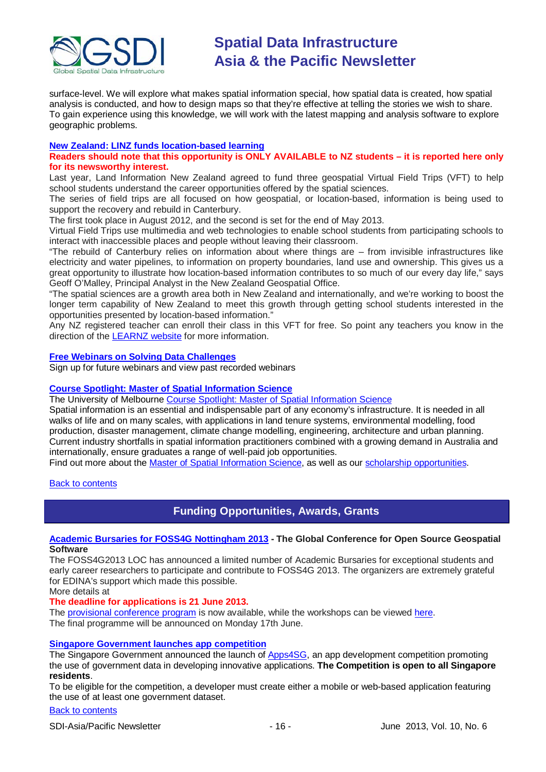surface-level. We will explore what makes spatial information special, how spatial data is created, how spatial analysis is conducted, and how to design maps so that they're effective at telling the stories we wish to share. To gain experience using this knowledge, we will work with the latest mapping and analysis software to explore geographic problems.

**New Zealand: LINZ funds location-based learning**

**Readers should note that this opportunity is ONLY AVAILABLE to NZ students – it is reported here only for its newsworthy interest.**

Last year, Land Information New Zealand agreed to fund three geospatial Virtual Field Trips (VFT) to help school students understand the career opportunities offered by the spatial sciences.

The series of field trips are all focused on how geospatial, or location-based, information is being used to support the recovery and rebuild in Canterbury.

The first took place in August 2012, and the second is set for the end of May 2013.

Virtual Field Trips use multimedia and web technologies to enable school students from participating schools to interact with inaccessible places and people without leaving their classroom.

"The rebuild of Canterbury relies on information about where things are – from invisible infrastructures like electricity and water pipelines, to information on property boundaries, land use and ownership. This gives us a great opportunity to illustrate how location-based information contributes to so much of our every day life," says Geoff O'Malley, Principal Analyst in the New Zealand Geospatial Office.

"The spatial sciences are a growth area both in New Zealand and internationally, and we're working to boost the longer term capability of New Zealand to meet this growth through getting school students interested in the opportunities presented by location-based information."

Any NZ registered teacher can enroll their class in this VFT for free. So point any teachers you know in the direction of the LEARNZ website for more information.

**Free Webinars on Solving Data Challenges**

Sign up for future webinars and view past recorded webinars

**Course Spotlight: Master of Spatial Information Science**

The University of Melbourne Course Spotlight: Master of Spatial Information Science

Spatial information is an essential and indispensable part of any economy's infrastructure. It is needed in all walks of life and on many scales, with applications in land tenure systems, environmental modelling, food production, disaster management, climate change modelling, engineering, architecture and urban planning. Current industry shortfalls in spatial information practitioners combined with a growing demand in Australia and internationally, ensure graduates a range of well-paid job opportunities.

Find out more about the Master of Spatial Information Science, as well as our scholarship opportunities.

Back to contents

## Funding Opportunities, Awards, Grants

**Academic Bursaries for FOSS4G Nottingham 2013 - The Global Conference for Open Source Geospatial Software**

The FOSS4G2013 LOC has announced a limited number of Academic Bursaries for exceptional students and early career researchers to participate and contribute to FOSS4G 2013. The organizers are extremely grateful for EDINA's support which made this possible.

More details at

**The deadline for applications is 21 June 2013.**

The provisional conference program is now available, while the workshops can be viewed here.

The final programme will be announced on Monday 17th June.

**Singapore Government launches app competition**

The Singapore Government announced the launch of Apps4SG, an app development competition promoting the use of government data in developing innovative applications. **The Competition is open to all Singapore residents**.

To be eligible for the competition, a developer must create either a mobile or web-based application featuring the use of at least one government dataset.

Back to contents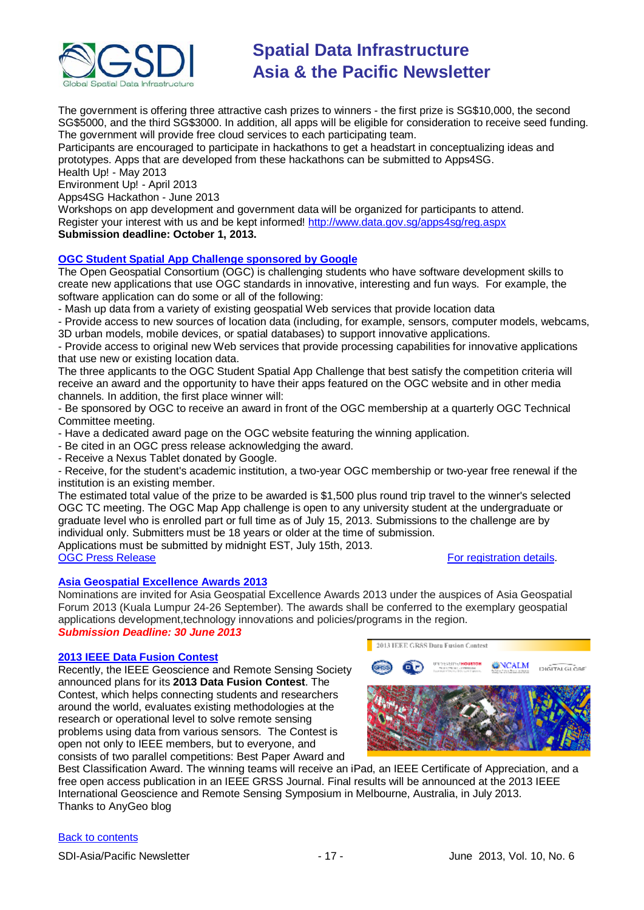The government is offering three attractive cash prizes to winners - the first prize is SG$10,000, the second SG$5000, and the third SG$3000. In addition, all apps will be eligible for consideration to receive seed funding. The government will provide free cloud services to each participating team.
Participants are encouraged to participate in hackathons to get a headstart in conceptualizing ideas and prototypes. Apps that are developed from these hackathons can be submitted to Apps4SG.
Health Up! - May 2013
Environment Up! - April 2013
Apps4SG Hackathon - June 2013
Workshops on app development and government data will be organized for participants to attend.
Register your interest with us and be kept informed! http://www.data.gov.sg/apps4sg/reg.aspx
**Submission deadline: October 1, 2013.**

### OGC Student Spatial App Challenge sponsored by Google

The Open Geospatial Consortium (OGC) is challenging students who have software development skills to create new applications that use OGC standards in innovative, interesting and fun ways. For example, the software application can do some or all of the following:
- Mash up data from a variety of existing geospatial Web services that provide location data
- Provide access to new sources of location data (including, for example, sensors, computer models, webcams, 3D urban models, mobile devices, or spatial databases) to support innovative applications.
- Provide access to original new Web services that provide processing capabilities for innovative applications that use new or existing location data.

The three applicants to the OGC Student Spatial App Challenge that best satisfy the competition criteria will receive an award and the opportunity to have their apps featured on the OGC website and in other media channels. In addition, the first place winner will:
- Be sponsored by OGC to receive an award in front of the OGC membership at a quarterly OGC Technical Committee meeting.
- Have a dedicated award page on the OGC website featuring the winning application.
- Be cited in an OGC press release acknowledging the award.
- Receive a Nexus Tablet donated by Google.
- Receive, for the student's academic institution, a two-year OGC membership or two-year free renewal if the institution is an existing member.

The estimated total value of the prize to be awarded is $1,500 plus round trip travel to the winner's selected OGC TC meeting. The OGC Map App challenge is open to any university student at the undergraduate or graduate level who is enrolled part or full time as of July 15, 2013. Submissions to the challenge are by individual only. Submitters must be 18 years or older at the time of submission.
Applications must be submitted by midnight EST, July 15th, 2013.
OGC Press Release For registration details.

### Asia Geospatial Excellence Awards 2013

Nominations are invited for Asia Geospatial Excellence Awards 2013 under the auspices of Asia Geospatial Forum 2013 (Kuala Lumpur 24-26 September). The awards shall be conferred to the exemplary geospatial applications development,technology innovations and policies/programs in the region.
***Submission Deadline: 30 June 2013***

### 2013 IEEE Data Fusion Contest

Recently, the IEEE Geoscience and Remote Sensing Society announced plans for its **2013 Data Fusion Contest**. The Contest, which helps connecting students and researchers around the world, evaluates existing methodologies at the research or operational level to solve remote sensing problems using data from various sensors. The Contest is open not only to IEEE members, but to everyone, and consists of two parallel competitions: Best Paper Award and Best Classification Award. The winning teams will receive an iPad, an IEEE Certificate of Appreciation, and a free open access publication in an IEEE GRSS Journal. Final results will be announced at the 2013 IEEE International Geoscience and Remote Sensing Symposium in Melbourne, Australia, in July 2013.
Thanks to AnyGeo blog

Back to contents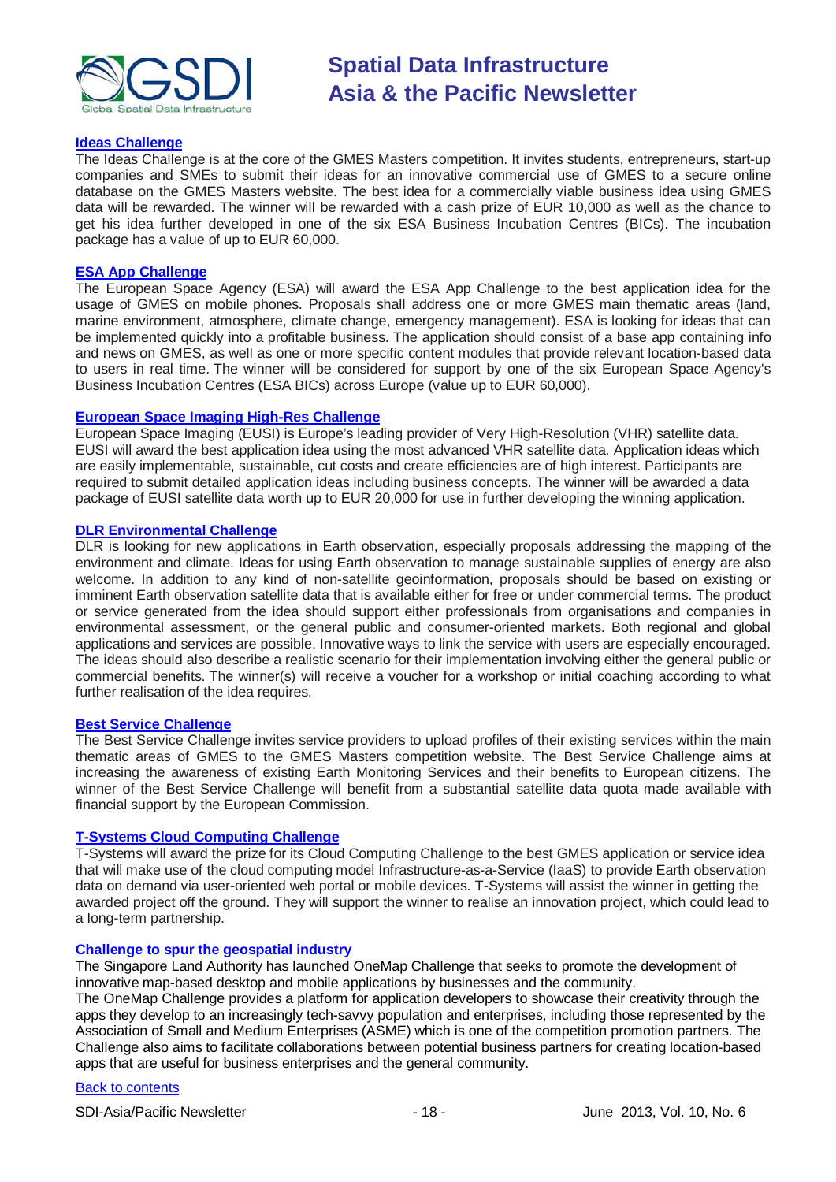### Ideas Challenge

The Ideas Challenge is at the core of the GMES Masters competition. It invites students, entrepreneurs, start-up companies and SMEs to submit their ideas for an innovative commercial use of GMES to a secure online database on the GMES Masters website. The best idea for a commercially viable business idea using GMES data will be rewarded. The winner will be rewarded with a cash prize of EUR 10,000 as well as the chance to get his idea further developed in one of the six ESA Business Incubation Centres (BICs). The incubation package has a value of up to EUR 60,000.

### ESA App Challenge

The European Space Agency (ESA) will award the ESA App Challenge to the best application idea for the usage of GMES on mobile phones. Proposals shall address one or more GMES main thematic areas (land, marine environment, atmosphere, climate change, emergency management). ESA is looking for ideas that can be implemented quickly into a profitable business. The application should consist of a base app containing info and news on GMES, as well as one or more specific content modules that provide relevant location-based data to users in real time. The winner will be considered for support by one of the six European Space Agency's Business Incubation Centres (ESA BICs) across Europe (value up to EUR 60,000).

### European Space Imaging High-Res Challenge

European Space Imaging (EUSI) is Europe's leading provider of Very High-Resolution (VHR) satellite data. EUSI will award the best application idea using the most advanced VHR satellite data. Application ideas which are easily implementable, sustainable, cut costs and create efficiencies are of high interest. Participants are required to submit detailed application ideas including business concepts. The winner will be awarded a data package of EUSI satellite data worth up to EUR 20,000 for use in further developing the winning application.

### DLR Environmental Challenge

DLR is looking for new applications in Earth observation, especially proposals addressing the mapping of the environment and climate. Ideas for using Earth observation to manage sustainable supplies of energy are also welcome. In addition to any kind of non-satellite geoinformation, proposals should be based on existing or imminent Earth observation satellite data that is available either for free or under commercial terms. The product or service generated from the idea should support either professionals from organisations and companies in environmental assessment, or the general public and consumer-oriented markets. Both regional and global applications and services are possible. Innovative ways to link the service with users are especially encouraged. The ideas should also describe a realistic scenario for their implementation involving either the general public or commercial benefits. The winner(s) will receive a voucher for a workshop or initial coaching according to what further realisation of the idea requires.

### Best Service Challenge

The Best Service Challenge invites service providers to upload profiles of their existing services within the main thematic areas of GMES to the GMES Masters competition website. The Best Service Challenge aims at increasing the awareness of existing Earth Monitoring Services and their benefits to European citizens. The winner of the Best Service Challenge will benefit from a substantial satellite data quota made available with financial support by the European Commission.

### T-Systems Cloud Computing Challenge

T-Systems will award the prize for its Cloud Computing Challenge to the best GMES application or service idea that will make use of the cloud computing model Infrastructure-as-a-Service (IaaS) to provide Earth observation data on demand via user-oriented web portal or mobile devices. T-Systems will assist the winner in getting the awarded project off the ground. They will support the winner to realise an innovation project, which could lead to a long-term partnership.

### Challenge to spur the geospatial industry

The Singapore Land Authority has launched OneMap Challenge that seeks to promote the development of innovative map-based desktop and mobile applications by businesses and the community.

The OneMap Challenge provides a platform for application developers to showcase their creativity through the apps they develop to an increasingly tech-savvy population and enterprises, including those represented by the Association of Small and Medium Enterprises (ASME) which is one of the competition promotion partners. The Challenge also aims to facilitate collaborations between potential business partners for creating location-based apps that are useful for business enterprises and the general community.

Back to contents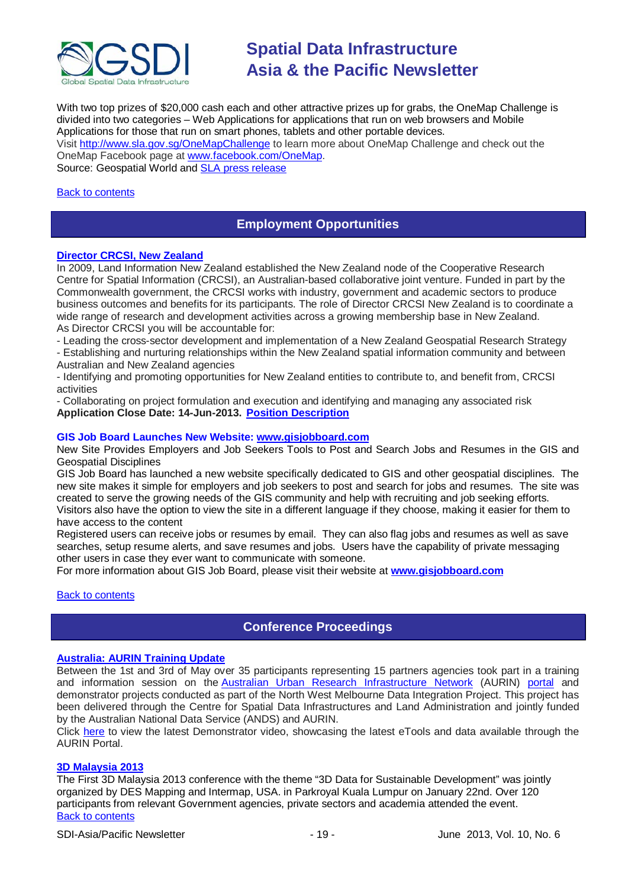With two top prizes of $20,000 cash each and other attractive prizes up for grabs, the OneMap Challenge is divided into two categories – Web Applications for applications that run on web browsers and Mobile Applications for those that run on smart phones, tablets and other portable devices.
Visit http://www.sla.gov.sg/OneMapChallenge to learn more about OneMap Challenge and check out the OneMap Facebook page at www.facebook.com/OneMap.
Source: Geospatial World and SLA press release

Back to contents

## Employment Opportunities

### Director CRCSI, New Zealand

In 2009, Land Information New Zealand established the New Zealand node of the Cooperative Research Centre for Spatial Information (CRCSI), an Australian-based collaborative joint venture. Funded in part by the Commonwealth government, the CRCSI works with industry, government and academic sectors to produce business outcomes and benefits for its participants. The role of Director CRCSI New Zealand is to coordinate a wide range of research and development activities across a growing membership base in New Zealand.
As Director CRCSI you will be accountable for:

- Leading the cross-sector development and implementation of a New Zealand Geospatial Research Strategy
- Establishing and nurturing relationships within the New Zealand spatial information community and between Australian and New Zealand agencies
- Identifying and promoting opportunities for New Zealand entities to contribute to, and benefit from, CRCSI activities
- Collaborating on project formulation and execution and identifying and managing any associated risk

**Application Close Date: 14-Jun-2013. Position Description**

### GIS Job Board Launches New Website: www.gisjobboard.com

New Site Provides Employers and Job Seekers Tools to Post and Search Jobs and Resumes in the GIS and Geospatial Disciplines
GIS Job Board has launched a new website specifically dedicated to GIS and other geospatial disciplines. The new site makes it simple for employers and job seekers to post and search for jobs and resumes. The site was created to serve the growing needs of the GIS community and help with recruiting and job seeking efforts.
Visitors also have the option to view the site in a different language if they choose, making it easier for them to have access to the content
Registered users can receive jobs or resumes by email. They can also flag jobs and resumes as well as save searches, setup resume alerts, and save resumes and jobs. Users have the capability of private messaging other users in case they ever want to communicate with someone.
For more information about GIS Job Board, please visit their website at **www.gisjobboard.com**

Back to contents

## Conference Proceedings

### Australia: AURIN Training Update

Between the 1st and 3rd of May over 35 participants representing 15 partners agencies took part in a training and information session on the Australian Urban Research Infrastructure Network (AURIN) portal and demonstrator projects conducted as part of the North West Melbourne Data Integration Project. This project has been delivered through the Centre for Spatial Data Infrastructures and Land Administration and jointly funded by the Australian National Data Service (ANDS) and AURIN.
Click here to view the latest Demonstrator video, showcasing the latest eTools and data available through the AURIN Portal.

### 3D Malaysia 2013

The First 3D Malaysia 2013 conference with the theme "3D Data for Sustainable Development" was jointly organized by DES Mapping and Intermap, USA. in Parkroyal Kuala Lumpur on January 22nd. Over 120 participants from relevant Government agencies, private sectors and academia attended the event.
Back to contents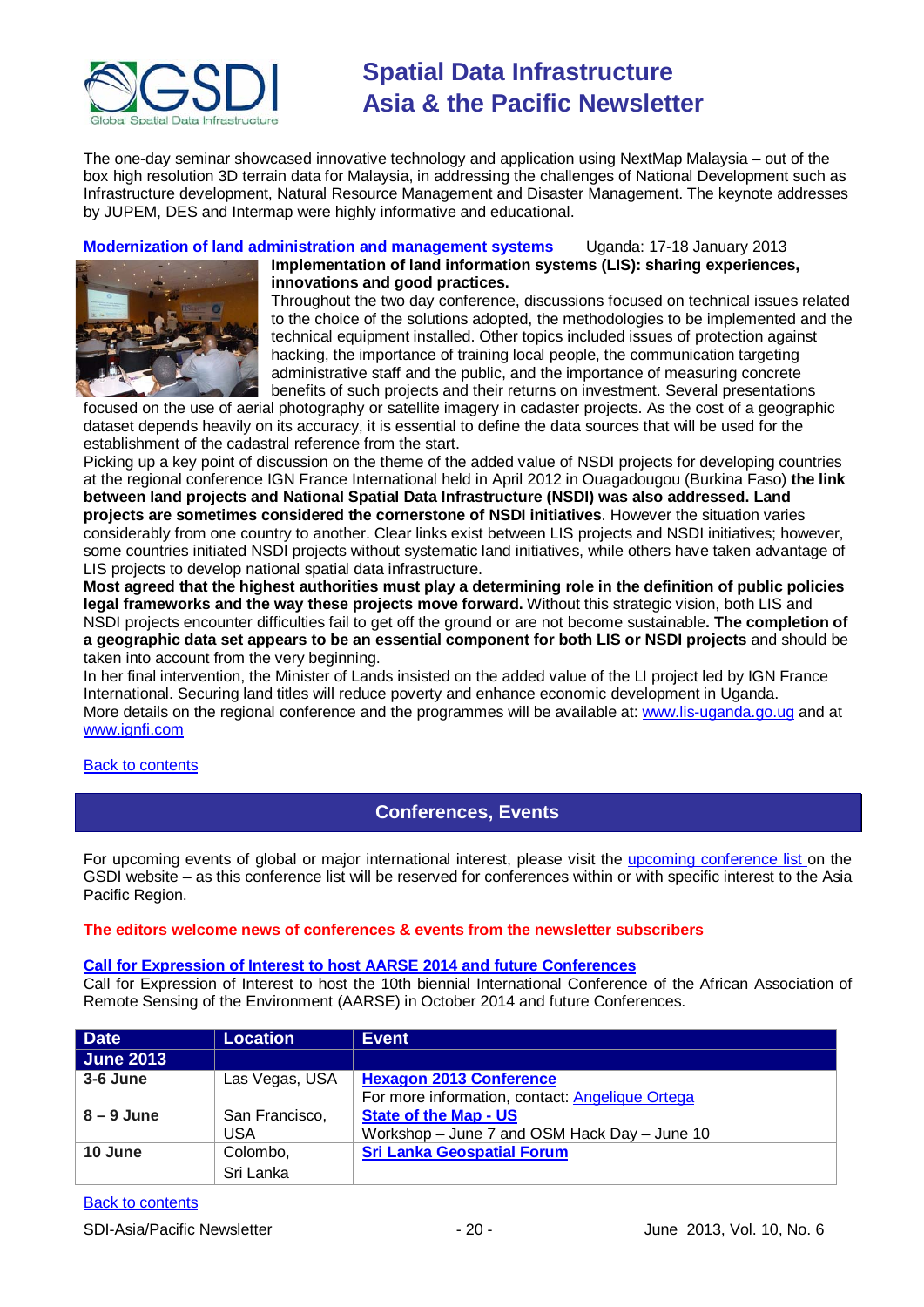The one-day seminar showcased innovative technology and application using NextMap Malaysia – out of the box high resolution 3D terrain data for Malaysia, in addressing the challenges of National Development such as Infrastructure development, Natural Resource Management and Disaster Management. The keynote addresses by JUPEM, DES and Intermap were highly informative and educational.

**Modernization of land administration and management systems** Uganda: 17-18 January 2013

**Implementation of land information systems (LIS): sharing experiences, innovations and good practices.**

Throughout the two day conference, discussions focused on technical issues related to the choice of the solutions adopted, the methodologies to be implemented and the technical equipment installed. Other topics included issues of protection against hacking, the importance of training local people, the communication targeting administrative staff and the public, and the importance of measuring concrete benefits of such projects and their returns on investment. Several presentations focused on the use of aerial photography or satellite imagery in cadaster projects. As the cost of a geographic dataset depends heavily on its accuracy, it is essential to define the data sources that will be used for the establishment of the cadastral reference from the start.

Picking up a key point of discussion on the theme of the added value of NSDI projects for developing countries at the regional conference IGN France International held in April 2012 in Ouagadougou (Burkina Faso) **the link between land projects and National Spatial Data Infrastructure (NSDI) was also addressed. Land projects are sometimes considered the cornerstone of NSDI initiatives**. However the situation varies considerably from one country to another. Clear links exist between LIS projects and NSDI initiatives; however, some countries initiated NSDI projects without systematic land initiatives, while others have taken advantage of LIS projects to develop national spatial data infrastructure.

**Most agreed that the highest authorities must play a determining role in the definition of public policies legal frameworks and the way these projects move forward.** Without this strategic vision, both LIS and NSDI projects encounter difficulties fail to get off the ground or are not become sustainable**. The completion of a geographic data set appears to be an essential component for both LIS or NSDI projects** and should be taken into account from the very beginning.

In her final intervention, the Minister of Lands insisted on the added value of the LI project led by IGN France International. Securing land titles will reduce poverty and enhance economic development in Uganda.

More details on the regional conference and the programmes will be available at: www.lis-uganda.go.ug and at www.ignfi.com

Back to contents

## Conferences, Events

For upcoming events of global or major international interest, please visit the upcoming conference list on the GSDI website – as this conference list will be reserved for conferences within or with specific interest to the Asia Pacific Region.

**The editors welcome news of conferences & events from the newsletter subscribers**

**Call for Expression of Interest to host AARSE 2014 and future Conferences**

Call for Expression of Interest to host the 10th biennial International Conference of the African Association of Remote Sensing of the Environment (AARSE) in October 2014 and future Conferences.

| Date | Location | Event |
|---|---|---|
| **June 2013** | | |
| **3-6 June** | Las Vegas, USA | **Hexagon 2013 Conference**<br>For more information, contact: Angelique Ortega |
| **8 – 9 June** | San Francisco, USA | **State of the Map - US**<br>Workshop – June 7 and OSM Hack Day – June 10 |
| **10 June** | Colombo, Sri Lanka | **Sri Lanka Geospatial Forum** |

Back to contents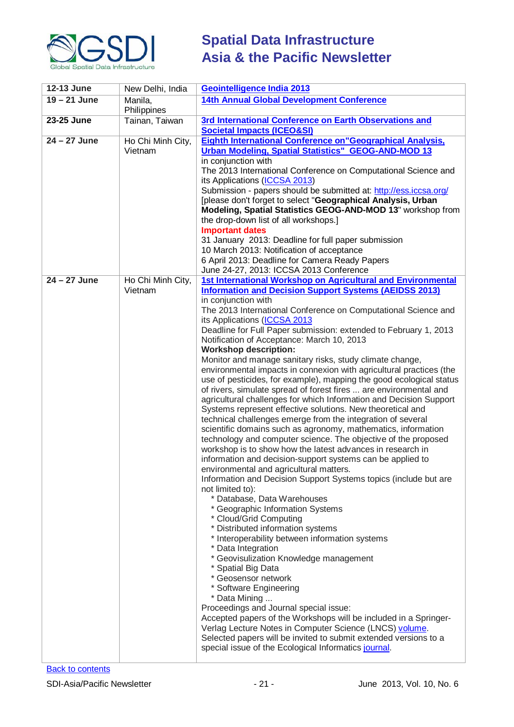| | | |
|---|---|---|
| **12-13 June** | New Delhi, India | **Geointelligence India 2013** |
| **19 – 21 June** | Manila, Philippines | **14th Annual Global Development Conference** |
| **23-25 June** | Tainan, Taiwan | **3rd International Conference on Earth Observations and Societal Impacts (ICEO&SI)** |
| **24 – 27 June** | Ho Chi Minh City, Vietnam | **Eighth International Conference on"Geographical Analysis, Urban Modeling, Spatial Statistics" GEOG-AND-MOD 13**<br>in conjunction with<br>The 2013 International Conference on Computational Science and its Applications (ICCSA 2013)<br>Submission - papers should be submitted at: http://ess.iccsa.org/<br>[please don't forget to select "**Geographical Analysis, Urban Modeling, Spatial Statistics GEOG-AND-MOD 13**" workshop from the drop-down list of all workshops.]<br>**Important dates**<br>31 January 2013: Deadline for full paper submission<br>10 March 2013: Notification of acceptance<br>6 April 2013: Deadline for Camera Ready Papers<br>June 24-27, 2013: ICCSA 2013 Conference |
| **24 – 27 June** | Ho Chi Minh City, Vietnam | **1st International Workshop on Agricultural and Environmental Information and Decision Support Systems (AEIDSS 2013)**<br>in conjunction with<br>The 2013 International Conference on Computational Science and its Applications (ICCSA 2013<br>Deadline for Full Paper submission: extended to February 1, 2013<br>Notification of Acceptance: March 10, 2013<br>**Workshop description:**<br>Monitor and manage sanitary risks, study climate change, environmental impacts in connexion with agricultural practices (the use of pesticides, for example), mapping the good ecological status of rivers, simulate spread of forest fires ... are environmental and agricultural challenges for which Information and Decision Support Systems represent effective solutions. New theoretical and technical challenges emerge from the integration of several scientific domains such as agronomy, mathematics, information technology and computer science. The objective of the proposed workshop is to show how the latest advances in research in information and decision-support systems can be applied to environmental and agricultural matters.<br>Information and Decision Support Systems topics (include but are not limited to):<br>* Database, Data Warehouses<br>* Geographic Information Systems<br>* Cloud/Grid Computing<br>* Distributed information systems<br>* Interoperability between information systems<br>* Data Integration<br>* Geovisulization Knowledge management<br>* Spatial Big Data<br>* Geosensor network<br>* Software Engineering<br>* Data Mining ...<br>Proceedings and Journal special issue:<br>Accepted papers of the Workshops will be included in a Springer-Verlag Lecture Notes in Computer Science (LNCS) volume.<br>Selected papers will be invited to submit extended versions to a special issue of the Ecological Informatics journal. |

Back to contents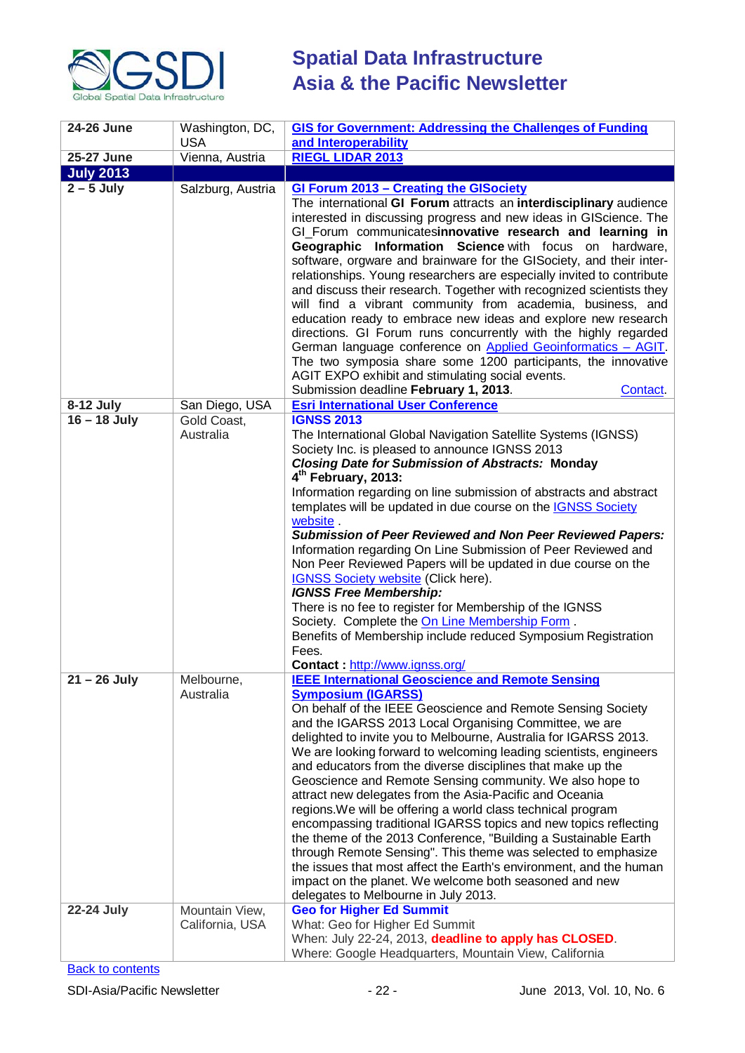| | | |
|---|---|---|
| **24-26 June** | Washington, DC, USA | **GIS for Government: Addressing the Challenges of Funding and Interoperability** |
| **25-27 June** | Vienna, Austria | **RIEGL LIDAR 2013** |
| **July 2013** | | |
| **2 – 5 July** | Salzburg, Austria | **GI Forum 2013 – Creating the GISociety**<br>The international **GI Forum** attracts an **interdisciplinary** audience interested in discussing progress and new ideas in GIScience. The GI_Forum communicates**innovative research and learning in Geographic Information Science** with focus on hardware, software, orgware and brainware for the GISociety, and their inter-relationships. Young researchers are especially invited to contribute and discuss their research. Together with recognized scientists they will find a vibrant community from academia, business, and education ready to embrace new ideas and explore new research directions. GI Forum runs concurrently with the highly regarded German language conference on Applied Geoinformatics – AGIT. The two symposia share some 1200 participants, the innovative AGIT EXPO exhibit and stimulating social events.<br>Submission deadline **February 1, 2013**. Contact. |
| **8-12 July** | San Diego, USA | **Esri International User Conference** |
| **16 – 18 July** | Gold Coast, Australia | **IGNSS 2013**<br>The International Global Navigation Satellite Systems (IGNSS) Society Inc. is pleased to announce IGNSS 2013<br>***Closing Date for Submission of Abstracts:* Monday 4th February, 2013:**<br>Information regarding on line submission of abstracts and abstract templates will be updated in due course on the IGNSS Society website .<br>***Submission of Peer Reviewed and Non Peer Reviewed Papers:***<br>Information regarding On Line Submission of Peer Reviewed and Non Peer Reviewed Papers will be updated in due course on the IGNSS Society website (Click here).<br>***IGNSS Free Membership:***<br>There is no fee to register for Membership of the IGNSS Society. Complete the On Line Membership Form .<br>Benefits of Membership include reduced Symposium Registration Fees.<br>**Contact :** http://www.ignss.org/ |
| **21 – 26 July** | Melbourne, Australia | **IEEE International Geoscience and Remote Sensing Symposium (IGARSS)**<br>On behalf of the IEEE Geoscience and Remote Sensing Society and the IGARSS 2013 Local Organising Committee, we are delighted to invite you to Melbourne, Australia for IGARSS 2013. We are looking forward to welcoming leading scientists, engineers and educators from the diverse disciplines that make up the Geoscience and Remote Sensing community. We also hope to attract new delegates from the Asia-Pacific and Oceania regions.We will be offering a world class technical program encompassing traditional IGARSS topics and new topics reflecting the theme of the 2013 Conference, "Building a Sustainable Earth through Remote Sensing". This theme was selected to emphasize the issues that most affect the Earth's environment, and the human impact on the planet. We welcome both seasoned and new delegates to Melbourne in July 2013. |
| **22-24 July** | Mountain View, California, USA | **Geo for Higher Ed Summit**<br>What: Geo for Higher Ed Summit<br>When: July 22-24, 2013, **deadline to apply has CLOSED**.<br>Where: Google Headquarters, Mountain View, California |

Back to contents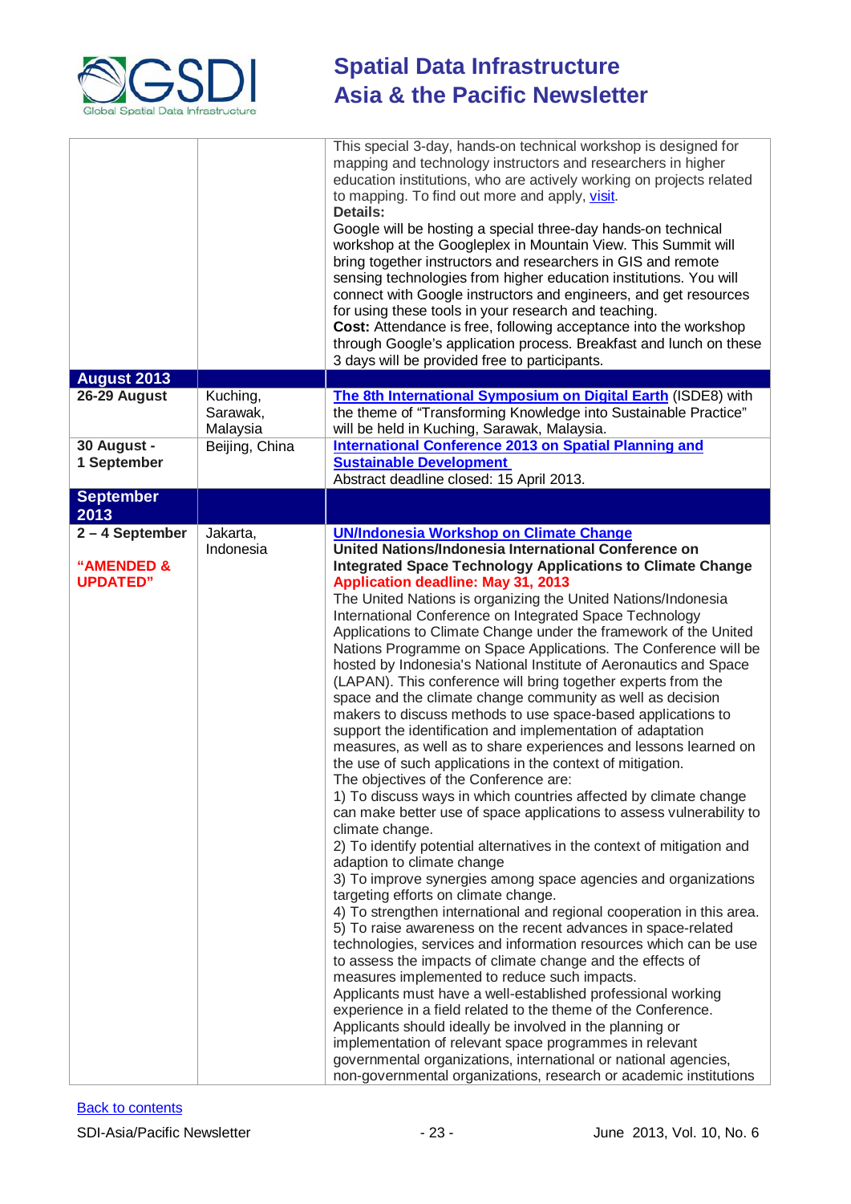| | | |
|---|---|---|
| | | This special 3-day, hands-on technical workshop is designed for mapping and technology instructors and researchers in higher education institutions, who are actively working on projects related to mapping. To find out more and apply, visit.<br>**Details:**<br>Google will be hosting a special three-day hands-on technical workshop at the Googleplex in Mountain View. This Summit will bring together instructors and researchers in GIS and remote sensing technologies from higher education institutions. You will connect with Google instructors and engineers, and get resources for using these tools in your research and teaching.<br>**Cost:** Attendance is free, following acceptance into the workshop through Google's application process. Breakfast and lunch on these 3 days will be provided free to participants. |
| **August 2013** | | |
| **26-29 August** | Kuching, Sarawak, Malaysia | **The 8th International Symposium on Digital Earth** (ISDE8) with the theme of "Transforming Knowledge into Sustainable Practice" will be held in Kuching, Sarawak, Malaysia. |
| **30 August - 1 September** | Beijing, China | **International Conference 2013 on Spatial Planning and Sustainable Development**<br>Abstract deadline closed: 15 April 2013. |
| **September 2013** | | |
| **2 – 4 September**<br><br>**"AMENDED & UPDATED"** | Jakarta, Indonesia | **UN/Indonesia Workshop on Climate Change**<br>**United Nations/Indonesia International Conference on Integrated Space Technology Applications to Climate Change**<br>**Application deadline: May 31, 2013**<br>The United Nations is organizing the United Nations/Indonesia International Conference on Integrated Space Technology Applications to Climate Change under the framework of the United Nations Programme on Space Applications. The Conference will be hosted by Indonesia's National Institute of Aeronautics and Space (LAPAN). This conference will bring together experts from the space and the climate change community as well as decision makers to discuss methods to use space-based applications to support the identification and implementation of adaptation measures, as well as to share experiences and lessons learned on the use of such applications in the context of mitigation.<br>The objectives of the Conference are:<br>1) To discuss ways in which countries affected by climate change can make better use of space applications to assess vulnerability to climate change.<br>2) To identify potential alternatives in the context of mitigation and adaption to climate change<br>3) To improve synergies among space agencies and organizations targeting efforts on climate change.<br>4) To strengthen international and regional cooperation in this area.<br>5) To raise awareness on the recent advances in space-related technologies, services and information resources which can be use to assess the impacts of climate change and the effects of measures implemented to reduce such impacts.<br>Applicants must have a well-established professional working experience in a field related to the theme of the Conference. Applicants should ideally be involved in the planning or implementation of relevant space programmes in relevant governmental organizations, international or national agencies, non-governmental organizations, research or academic institutions |

Back to contents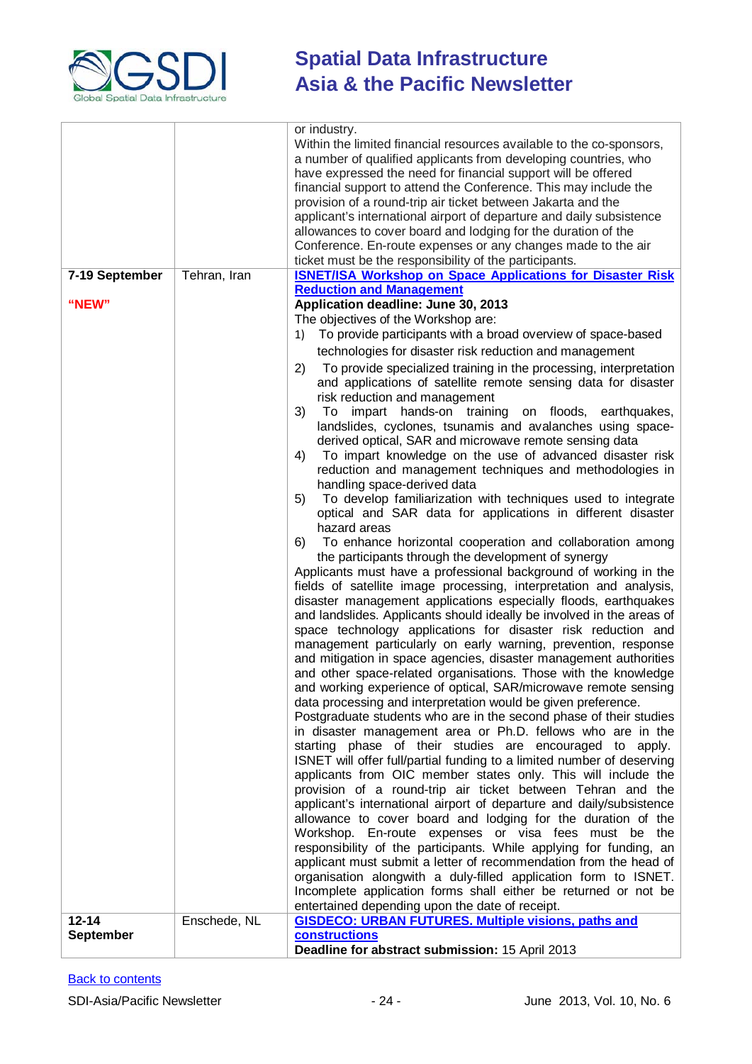| | | |
|---|---|---|
| | | or industry.<br>Within the limited financial resources available to the co-sponsors, a number of qualified applicants from developing countries, who have expressed the need for financial support will be offered financial support to attend the Conference. This may include the provision of a round-trip air ticket between Jakarta and the applicant's international airport of departure and daily subsistence allowances to cover board and lodging for the duration of the Conference. En-route expenses or any changes made to the air ticket must be the responsibility of the participants. |
| **7-19 September**<br><br>**"NEW"** | Tehran, Iran | **ISNET/ISA Workshop on Space Applications for Disaster Risk Reduction and Management**<br>**Application deadline: June 30, 2013**<br>The objectives of the Workshop are:<br>1) To provide participants with a broad overview of space-based technologies for disaster risk reduction and management<br>2) To provide specialized training in the processing, interpretation and applications of satellite remote sensing data for disaster risk reduction and management<br>3) To impart hands-on training on floods, earthquakes, landslides, cyclones, tsunamis and avalanches using space-derived optical, SAR and microwave remote sensing data<br>4) To impart knowledge on the use of advanced disaster risk reduction and management techniques and methodologies in handling space-derived data<br>5) To develop familiarization with techniques used to integrate optical and SAR data for applications in different disaster hazard areas<br>6) To enhance horizontal cooperation and collaboration among the participants through the development of synergy<br>Applicants must have a professional background of working in the fields of satellite image processing, interpretation and analysis, disaster management applications especially floods, earthquakes and landslides. Applicants should ideally be involved in the areas of space technology applications for disaster risk reduction and management particularly on early warning, prevention, response and mitigation in space agencies, disaster management authorities and other space-related organisations. Those with the knowledge and working experience of optical, SAR/microwave remote sensing data processing and interpretation would be given preference.<br>Postgraduate students who are in the second phase of their studies in disaster management area or Ph.D. fellows who are in the starting phase of their studies are encouraged to apply. ISNET will offer full/partial funding to a limited number of deserving applicants from OIC member states only. This will include the provision of a round-trip air ticket between Tehran and the applicant's international airport of departure and daily/subsistence allowance to cover board and lodging for the duration of the Workshop. En-route expenses or visa fees must be the responsibility of the participants. While applying for funding, an applicant must submit a letter of recommendation from the head of organisation alongwith a duly-filled application form to ISNET. Incomplete application forms shall either be returned or not be entertained depending upon the date of receipt. |
| **12-14 September** | Enschede, NL | **GISDECO: URBAN FUTURES. Multiple visions, paths and constructions**<br>**Deadline for abstract submission:** 15 April 2013 |

Back to contents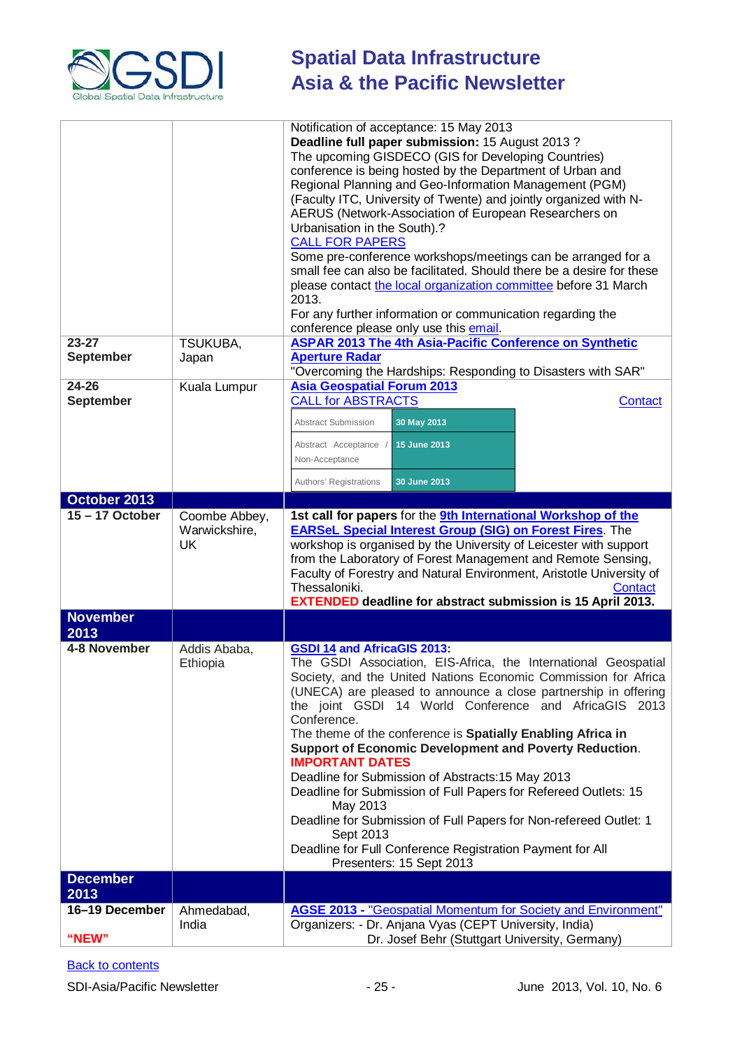| | | |
|---|---|---|
| | | Notification of acceptance: 15 May 2013<br>**Deadline full paper submission:** 15 August 2013 ?<br>The upcoming GISDECO (GIS for Developing Countries) conference is being hosted by the Department of Urban and Regional Planning and Geo-Information Management (PGM) (Faculty ITC, University of Twente) and jointly organized with N-AERUS (Network-Association of European Researchers on Urbanisation in the South).?<br>CALL FOR PAPERS<br>Some pre-conference workshops/meetings can be arranged for a small fee can also be facilitated. Should there be a desire for these please contact the local organization committee before 31 March 2013.<br>For any further information or communication regarding the conference please only use this email. |
| **23-27 September** | TSUKUBA, Japan | **ASPAR 2013 The 4th Asia-Pacific Conference on Synthetic Aperture Radar**<br>"Overcoming the Hardships: Responding to Disasters with SAR" |
| **24-26 September** | Kuala Lumpur | **Asia Geospatial Forum 2013**<br>CALL for ABSTRACTS Contact<br>Abstract Submission: 30 May 2013<br>Abstract Acceptance / Non-Acceptance: 15 June 2013<br>Authors' Registrations: 30 June 2013 |
| **October 2013** | | |
| **15 – 17 October** | Coombe Abbey, Warwickshire, UK | **1st call for papers** for the **9th International Workshop of the EARSeL Special Interest Group (SIG) on Forest Fires**. The workshop is organised by the University of Leicester with support from the Laboratory of Forest Management and Remote Sensing, Faculty of Forestry and Natural Environment, Aristotle University of Thessaloniki. Contact<br>**EXTENDED deadline for abstract submission is 15 April 2013.** |
| **November 2013** | | |
| **4-8 November** | Addis Ababa, Ethiopia | **GSDI 14 and AfricaGIS 2013:**<br>The GSDI Association, EIS-Africa, the International Geospatial Society, and the United Nations Economic Commission for Africa (UNECA) are pleased to announce a close partnership in offering the joint GSDI 14 World Conference and AfricaGIS 2013 Conference.<br>The theme of the conference is **Spatially Enabling Africa in Support of Economic Development and Poverty Reduction**.<br>**IMPORTANT DATES**<br>Deadline for Submission of Abstracts:15 May 2013<br>Deadline for Submission of Full Papers for Refereed Outlets: 15 May 2013<br>Deadline for Submission of Full Papers for Non-refereed Outlet: 1 Sept 2013<br>Deadline for Full Conference Registration Payment for All Presenters: 15 Sept 2013 |
| **December 2013** | | |
| **16–19 December**<br>**"NEW"** | Ahmedabad, India | **AGSE 2013 - "Geospatial Momentum for Society and Environment"**<br>Organizers: - Dr. Anjana Vyas (CEPT University, India)<br>Dr. Josef Behr (Stuttgart University, Germany) |

Back to contents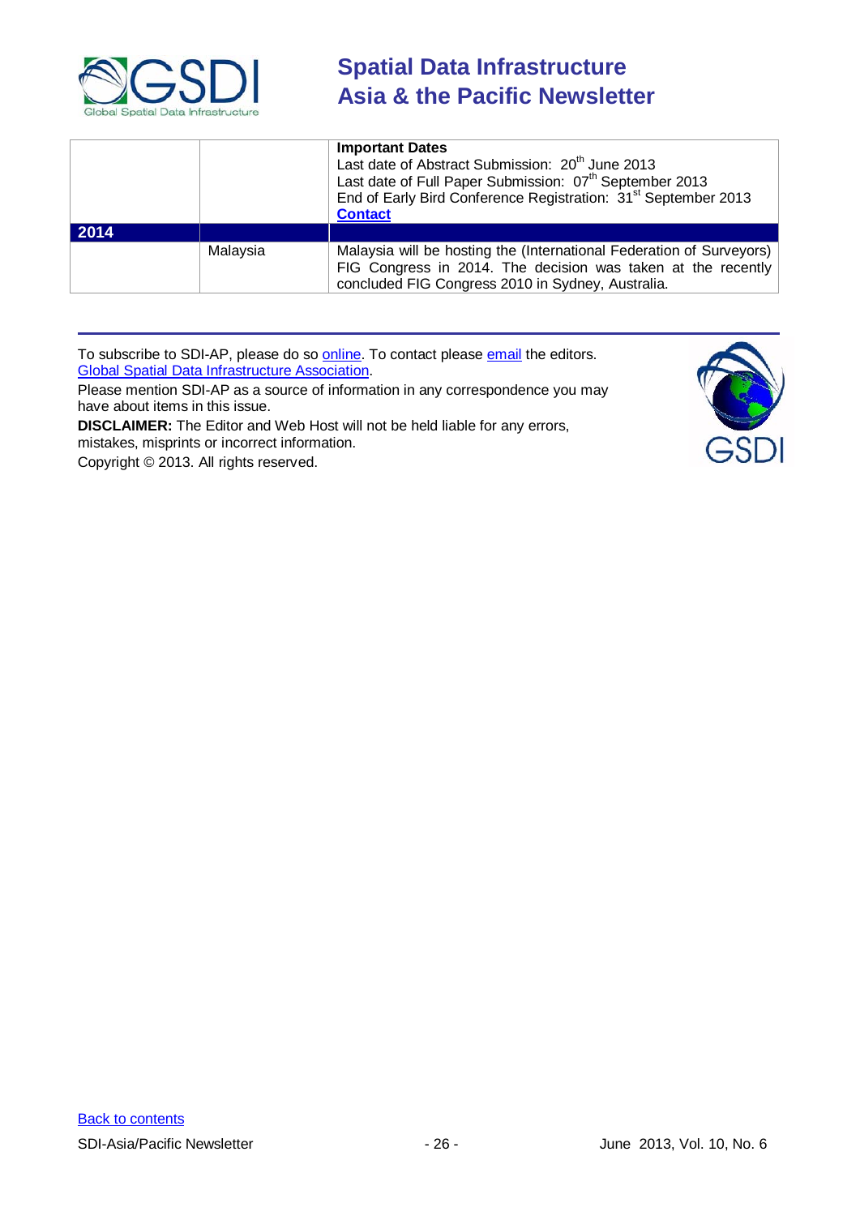| | | |
|---|---|---|
| | | **Important Dates**<br>Last date of Abstract Submission: 20th June 2013<br>Last date of Full Paper Submission: 07th September 2013<br>End of Early Bird Conference Registration: 31st September 2013<br>**Contact** |
| **2014** | | |
| | Malaysia | Malaysia will be hosting the (International Federation of Surveyors) FIG Congress in 2014. The decision was taken at the recently concluded FIG Congress 2010 in Sydney, Australia. |

---

To subscribe to SDI-AP, please do so online. To contact please email the editors. Global Spatial Data Infrastructure Association.

Please mention SDI-AP as a source of information in any correspondence you may have about items in this issue.

**DISCLAIMER:** The Editor and Web Host will not be held liable for any errors, mistakes, misprints or incorrect information.

Copyright © 2013. All rights reserved.

Back to contents